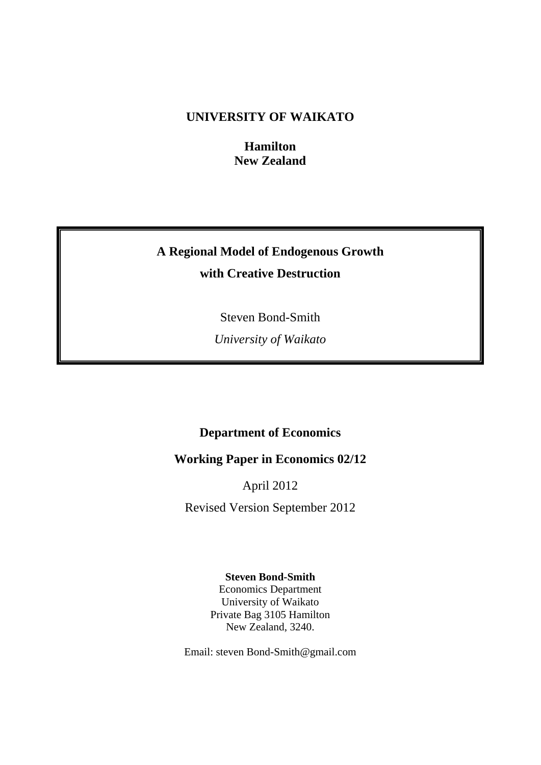**UNIVERSITY OF WAIKATO**

**Hamilton**
**New Zealand**

# A Regional Model of Endogenous Growth with Creative Destruction

Steven Bond-Smith

*University of Waikato*

**Department of Economics**

**Working Paper in Economics 02/12**

April 2012

Revised Version September 2012

**Steven Bond-Smith**
Economics Department
University of Waikato
Private Bag 3105 Hamilton
New Zealand, 3240.

Email: steven Bond-Smith@gmail.com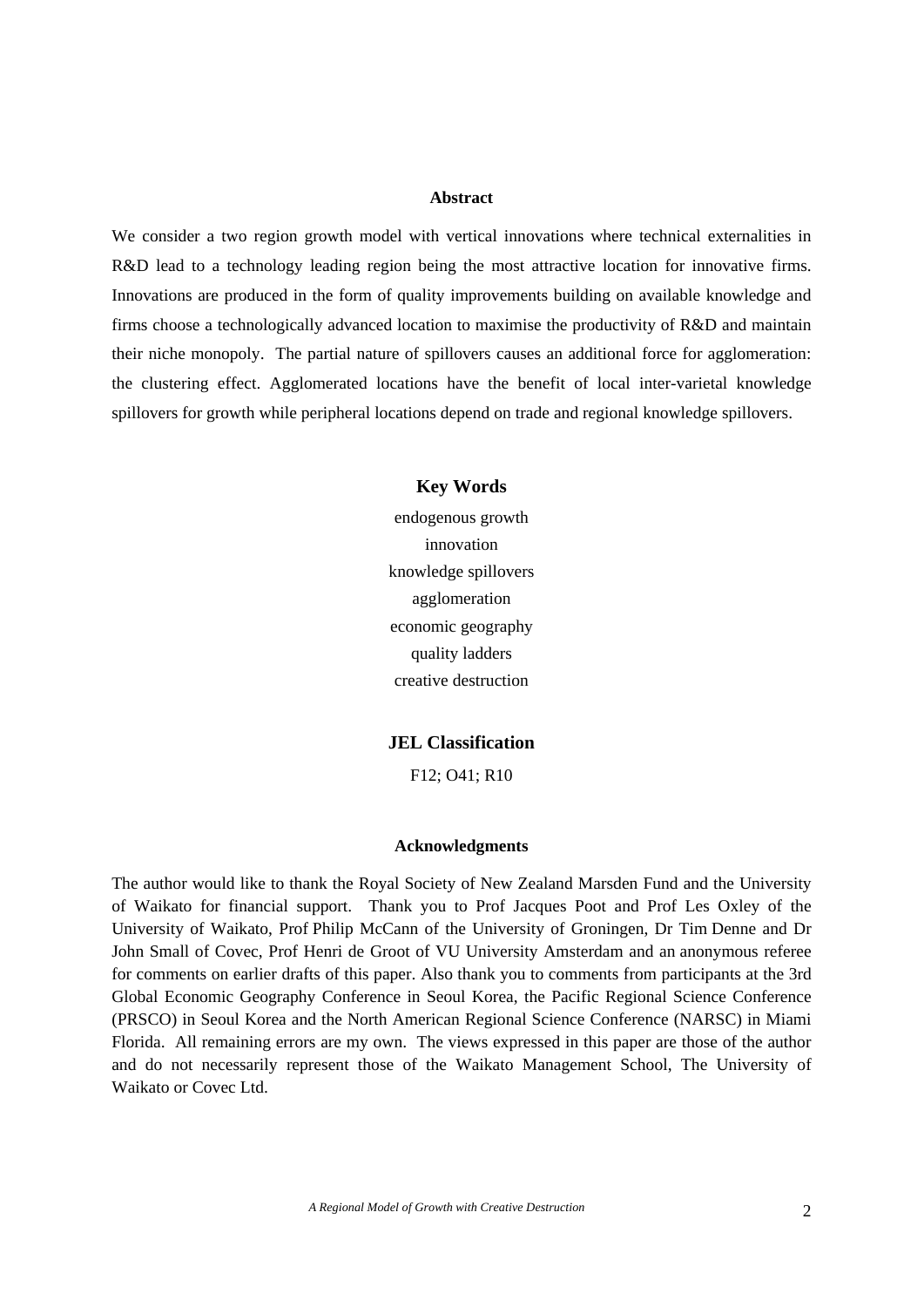#### Abstract

We consider a two region growth model with vertical innovations where technical externalities in R&D lead to a technology leading region being the most attractive location for innovative firms. Innovations are produced in the form of quality improvements building on available knowledge and firms choose a technologically advanced location to maximise the productivity of R&D and maintain their niche monopoly. The partial nature of spillovers causes an additional force for agglomeration: the clustering effect. Agglomerated locations have the benefit of local inter-varietal knowledge spillovers for growth while peripheral locations depend on trade and regional knowledge spillovers.

### Key Words

endogenous growth
innovation
knowledge spillovers
agglomeration
economic geography
quality ladders
creative destruction

### JEL Classification

F12; O41; R10

#### Acknowledgments

The author would like to thank the Royal Society of New Zealand Marsden Fund and the University of Waikato for financial support. Thank you to Prof Jacques Poot and Prof Les Oxley of the University of Waikato, Prof Philip McCann of the University of Groningen, Dr Tim Denne and Dr John Small of Covec, Prof Henri de Groot of VU University Amsterdam and an anonymous referee for comments on earlier drafts of this paper. Also thank you to comments from participants at the 3rd Global Economic Geography Conference in Seoul Korea, the Pacific Regional Science Conference (PRSCO) in Seoul Korea and the North American Regional Science Conference (NARSC) in Miami Florida. All remaining errors are my own. The views expressed in this paper are those of the author and do not necessarily represent those of the Waikato Management School, The University of Waikato or Covec Ltd.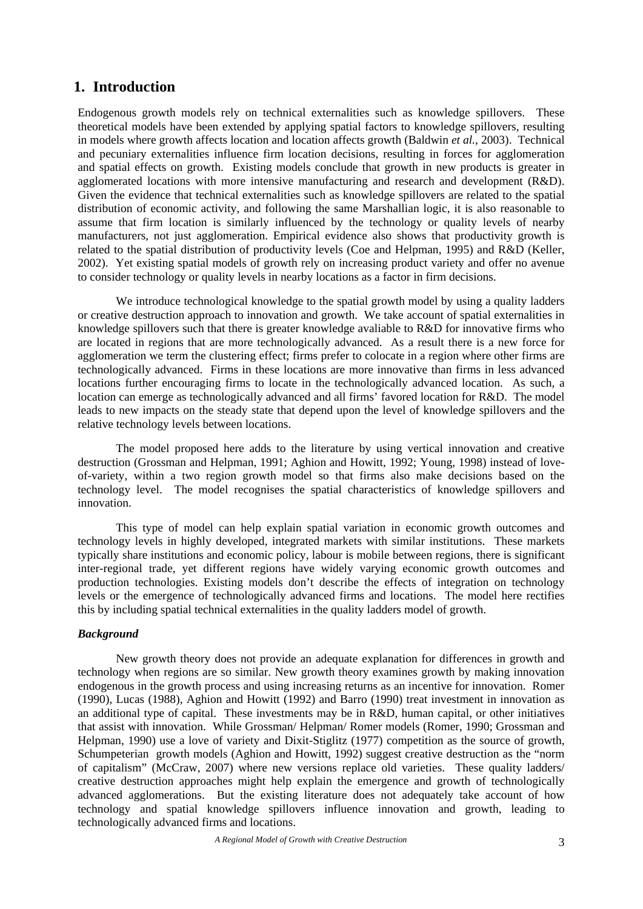## 1. Introduction

Endogenous growth models rely on technical externalities such as knowledge spillovers. These theoretical models have been extended by applying spatial factors to knowledge spillovers, resulting in models where growth affects location and location affects growth (Baldwin *et al.*, 2003). Technical and pecuniary externalities influence firm location decisions, resulting in forces for agglomeration and spatial effects on growth. Existing models conclude that growth in new products is greater in agglomerated locations with more intensive manufacturing and research and development (R&D). Given the evidence that technical externalities such as knowledge spillovers are related to the spatial distribution of economic activity, and following the same Marshallian logic, it is also reasonable to assume that firm location is similarly influenced by the technology or quality levels of nearby manufacturers, not just agglomeration. Empirical evidence also shows that productivity growth is related to the spatial distribution of productivity levels (Coe and Helpman, 1995) and R&D (Keller, 2002). Yet existing spatial models of growth rely on increasing product variety and offer no avenue to consider technology or quality levels in nearby locations as a factor in firm decisions.

We introduce technological knowledge to the spatial growth model by using a quality ladders or creative destruction approach to innovation and growth. We take account of spatial externalities in knowledge spillovers such that there is greater knowledge avaliable to R&D for innovative firms who are located in regions that are more technologically advanced. As a result there is a new force for agglomeration we term the clustering effect; firms prefer to colocate in a region where other firms are technologically advanced. Firms in these locations are more innovative than firms in less advanced locations further encouraging firms to locate in the technologically advanced location. As such, a location can emerge as technologically advanced and all firms' favored location for R&D. The model leads to new impacts on the steady state that depend upon the level of knowledge spillovers and the relative technology levels between locations.

The model proposed here adds to the literature by using vertical innovation and creative destruction (Grossman and Helpman, 1991; Aghion and Howitt, 1992; Young, 1998) instead of love-of-variety, within a two region growth model so that firms also make decisions based on the technology level. The model recognises the spatial characteristics of knowledge spillovers and innovation.

This type of model can help explain spatial variation in economic growth outcomes and technology levels in highly developed, integrated markets with similar institutions. These markets typically share institutions and economic policy, labour is mobile between regions, there is significant inter-regional trade, yet different regions have widely varying economic growth outcomes and production technologies. Existing models don't describe the effects of integration on technology levels or the emergence of technologically advanced firms and locations. The model here rectifies this by including spatial technical externalities in the quality ladders model of growth.

### *Background*

New growth theory does not provide an adequate explanation for differences in growth and technology when regions are so similar. New growth theory examines growth by making innovation endogenous in the growth process and using increasing returns as an incentive for innovation. Romer (1990), Lucas (1988), Aghion and Howitt (1992) and Barro (1990) treat investment in innovation as an additional type of capital. These investments may be in R&D, human capital, or other initiatives that assist with innovation. While Grossman/ Helpman/ Romer models (Romer, 1990; Grossman and Helpman, 1990) use a love of variety and Dixit-Stiglitz (1977) competition as the source of growth, Schumpeterian growth models (Aghion and Howitt, 1992) suggest creative destruction as the "norm of capitalism" (McCraw, 2007) where new versions replace old varieties. These quality ladders/ creative destruction approaches might help explain the emergence and growth of technologically advanced agglomerations. But the existing literature does not adequately take account of how technology and spatial knowledge spillovers influence innovation and growth, leading to technologically advanced firms and locations.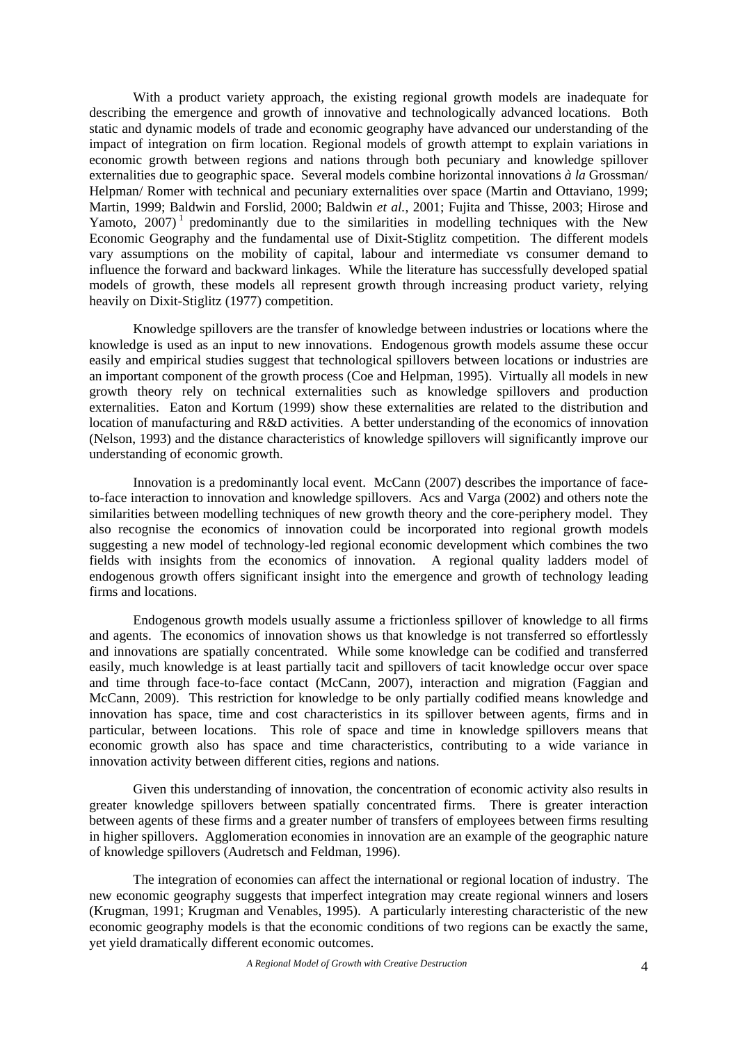With a product variety approach, the existing regional growth models are inadequate for describing the emergence and growth of innovative and technologically advanced locations. Both static and dynamic models of trade and economic geography have advanced our understanding of the impact of integration on firm location. Regional models of growth attempt to explain variations in economic growth between regions and nations through both pecuniary and knowledge spillover externalities due to geographic space. Several models combine horizontal innovations *à la* Grossman/ Helpman/ Romer with technical and pecuniary externalities over space (Martin and Ottaviano, 1999; Martin, 1999; Baldwin and Forslid, 2000; Baldwin *et al.*, 2001; Fujita and Thisse, 2003; Hirose and Yamoto, 2007)[1] predominantly due to the similarities in modelling techniques with the New Economic Geography and the fundamental use of Dixit-Stiglitz competition. The different models vary assumptions on the mobility of capital, labour and intermediate vs consumer demand to influence the forward and backward linkages. While the literature has successfully developed spatial models of growth, these models all represent growth through increasing product variety, relying heavily on Dixit-Stiglitz (1977) competition.

Knowledge spillovers are the transfer of knowledge between industries or locations where the knowledge is used as an input to new innovations. Endogenous growth models assume these occur easily and empirical studies suggest that technological spillovers between locations or industries are an important component of the growth process (Coe and Helpman, 1995). Virtually all models in new growth theory rely on technical externalities such as knowledge spillovers and production externalities. Eaton and Kortum (1999) show these externalities are related to the distribution and location of manufacturing and R&D activities. A better understanding of the economics of innovation (Nelson, 1993) and the distance characteristics of knowledge spillovers will significantly improve our understanding of economic growth.

Innovation is a predominantly local event. McCann (2007) describes the importance of face-to-face interaction to innovation and knowledge spillovers. Acs and Varga (2002) and others note the similarities between modelling techniques of new growth theory and the core-periphery model. They also recognise the economics of innovation could be incorporated into regional growth models suggesting a new model of technology-led regional economic development which combines the two fields with insights from the economics of innovation. A regional quality ladders model of endogenous growth offers significant insight into the emergence and growth of technology leading firms and locations.

Endogenous growth models usually assume a frictionless spillover of knowledge to all firms and agents. The economics of innovation shows us that knowledge is not transferred so effortlessly and innovations are spatially concentrated. While some knowledge can be codified and transferred easily, much knowledge is at least partially tacit and spillovers of tacit knowledge occur over space and time through face-to-face contact (McCann, 2007), interaction and migration (Faggian and McCann, 2009). This restriction for knowledge to be only partially codified means knowledge and innovation has space, time and cost characteristics in its spillover between agents, firms and in particular, between locations. This role of space and time in knowledge spillovers means that economic growth also has space and time characteristics, contributing to a wide variance in innovation activity between different cities, regions and nations.

Given this understanding of innovation, the concentration of economic activity also results in greater knowledge spillovers between spatially concentrated firms. There is greater interaction between agents of these firms and a greater number of transfers of employees between firms resulting in higher spillovers. Agglomeration economies in innovation are an example of the geographic nature of knowledge spillovers (Audretsch and Feldman, 1996).

The integration of economies can affect the international or regional location of industry. The new economic geography suggests that imperfect integration may create regional winners and losers (Krugman, 1991; Krugman and Venables, 1995). A particularly interesting characteristic of the new economic geography models is that the economic conditions of two regions can be exactly the same, yet yield dramatically different economic outcomes.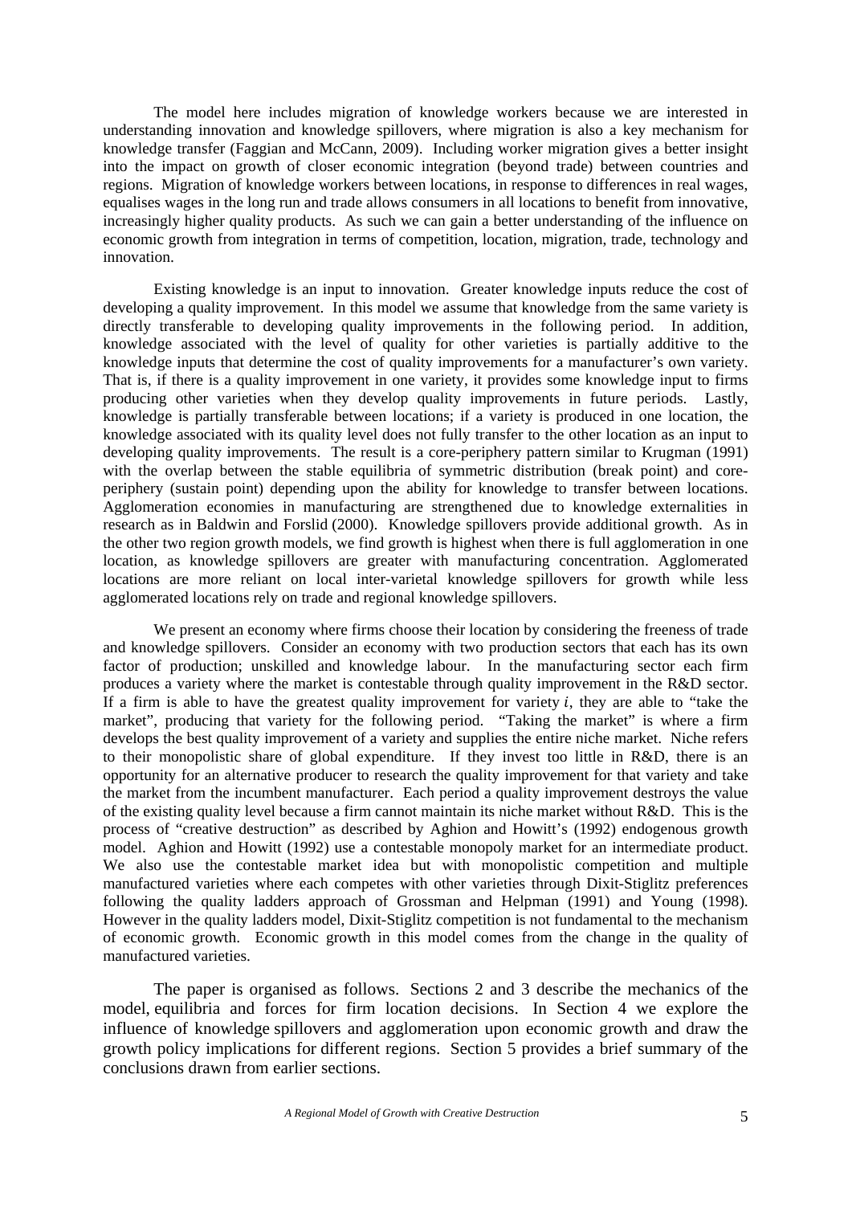The model here includes migration of knowledge workers because we are interested in understanding innovation and knowledge spillovers, where migration is also a key mechanism for knowledge transfer (Faggian and McCann, 2009). Including worker migration gives a better insight into the impact on growth of closer economic integration (beyond trade) between countries and regions. Migration of knowledge workers between locations, in response to differences in real wages, equalises wages in the long run and trade allows consumers in all locations to benefit from innovative, increasingly higher quality products. As such we can gain a better understanding of the influence on economic growth from integration in terms of competition, location, migration, trade, technology and innovation.

Existing knowledge is an input to innovation. Greater knowledge inputs reduce the cost of developing a quality improvement. In this model we assume that knowledge from the same variety is directly transferable to developing quality improvements in the following period. In addition, knowledge associated with the level of quality for other varieties is partially additive to the knowledge inputs that determine the cost of quality improvements for a manufacturer's own variety. That is, if there is a quality improvement in one variety, it provides some knowledge input to firms producing other varieties when they develop quality improvements in future periods. Lastly, knowledge is partially transferable between locations; if a variety is produced in one location, the knowledge associated with its quality level does not fully transfer to the other location as an input to developing quality improvements. The result is a core-periphery pattern similar to Krugman (1991) with the overlap between the stable equilibria of symmetric distribution (break point) and core-periphery (sustain point) depending upon the ability for knowledge to transfer between locations. Agglomeration economies in manufacturing are strengthened due to knowledge externalities in research as in Baldwin and Forslid (2000). Knowledge spillovers provide additional growth. As in the other two region growth models, we find growth is highest when there is full agglomeration in one location, as knowledge spillovers are greater with manufacturing concentration. Agglomerated locations are more reliant on local inter-varietal knowledge spillovers for growth while less agglomerated locations rely on trade and regional knowledge spillovers.

We present an economy where firms choose their location by considering the freeness of trade and knowledge spillovers. Consider an economy with two production sectors that each has its own factor of production; unskilled and knowledge labour. In the manufacturing sector each firm produces a variety where the market is contestable through quality improvement in the R&D sector. If a firm is able to have the greatest quality improvement for variety $i$, they are able to "take the market", producing that variety for the following period. "Taking the market" is where a firm develops the best quality improvement of a variety and supplies the entire niche market. Niche refers to their monopolistic share of global expenditure. If they invest too little in R&D, there is an opportunity for an alternative producer to research the quality improvement for that variety and take the market from the incumbent manufacturer. Each period a quality improvement destroys the value of the existing quality level because a firm cannot maintain its niche market without R&D. This is the process of "creative destruction" as described by Aghion and Howitt's (1992) endogenous growth model. Aghion and Howitt (1992) use a contestable monopoly market for an intermediate product. We also use the contestable market idea but with monopolistic competition and multiple manufactured varieties where each competes with other varieties through Dixit-Stiglitz preferences following the quality ladders approach of Grossman and Helpman (1991) and Young (1998). However in the quality ladders model, Dixit-Stiglitz competition is not fundamental to the mechanism of economic growth. Economic growth in this model comes from the change in the quality of manufactured varieties.

The paper is organised as follows. Sections 2 and 3 describe the mechanics of the model, equilibria and forces for firm location decisions. In Section 4 we explore the influence of knowledge spillovers and agglomeration upon economic growth and draw the growth policy implications for different regions. Section 5 provides a brief summary of the conclusions drawn from earlier sections.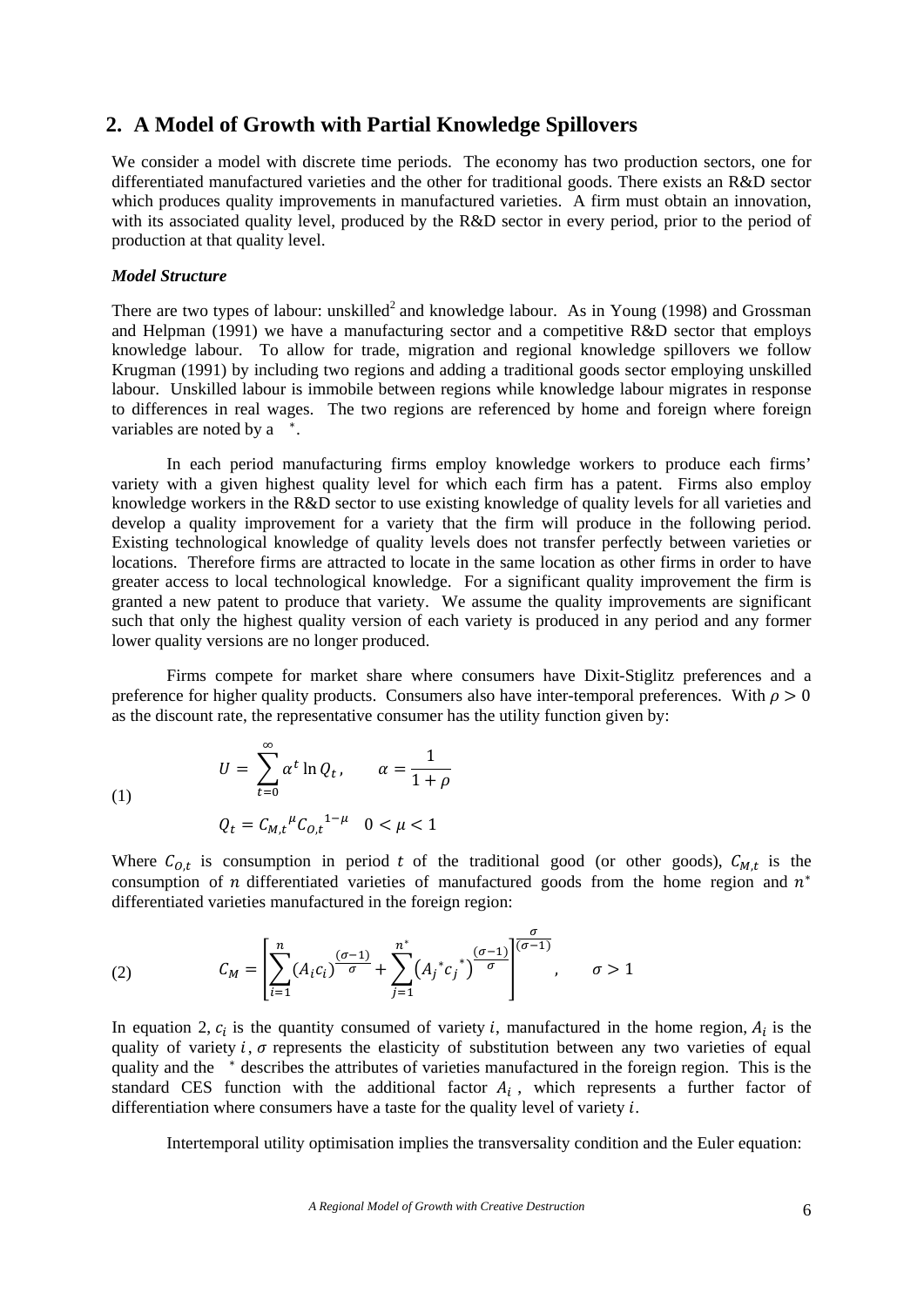## 2. A Model of Growth with Partial Knowledge Spillovers

We consider a model with discrete time periods. The economy has two production sectors, one for differentiated manufactured varieties and the other for traditional goods. There exists an R&D sector which produces quality improvements in manufactured varieties. A firm must obtain an innovation, with its associated quality level, produced by the R&D sector in every period, prior to the period of production at that quality level.

### *Model Structure*

There are two types of labour: unskilled[2] and knowledge labour. As in Young (1998) and Grossman and Helpman (1991) we have a manufacturing sector and a competitive R&D sector that employs knowledge labour. To allow for trade, migration and regional knowledge spillovers we follow Krugman (1991) by including two regions and adding a traditional goods sector employing unskilled labour. Unskilled labour is immobile between regions while knowledge labour migrates in response to differences in real wages. The two regions are referenced by home and foreign where foreign variables are noted by a $^*$.

In each period manufacturing firms employ knowledge workers to produce each firms' variety with a given highest quality level for which each firm has a patent. Firms also employ knowledge workers in the R&D sector to use existing knowledge of quality levels for all varieties and develop a quality improvement for a variety that the firm will produce in the following period. Existing technological knowledge of quality levels does not transfer perfectly between varieties or locations. Therefore firms are attracted to locate in the same location as other firms in order to have greater access to local technological knowledge. For a significant quality improvement the firm is granted a new patent to produce that variety. We assume the quality improvements are significant such that only the highest quality version of each variety is produced in any period and any former lower quality versions are no longer produced.

Firms compete for market share where consumers have Dixit-Stiglitz preferences and a preference for higher quality products. Consumers also have inter-temporal preferences. With $\rho > 0$ as the discount rate, the representative consumer has the utility function given by:

$$U = \sum_{t=0}^{\infty} \alpha^t \ln Q_t, \qquad \alpha = \frac{1}{1+\rho} \tag{1}$$

$$Q_t = C_{M,t}{}^{\mu} C_{O,t}{}^{1-\mu} \quad 0 < \mu < 1$$

Where $C_{O,t}$ is consumption in period $t$ of the traditional good (or other goods), $C_{M,t}$ is the consumption of $n$ differentiated varieties of manufactured goods from the home region and $n^*$ differentiated varieties manufactured in the foreign region:

$$C_M = \left[ \sum_{i=1}^{n} (A_i c_i)^{\frac{(\sigma-1)}{\sigma}} + \sum_{j=1}^{n^*} \left(A_j{}^* c_j{}^*\right)^{\frac{(\sigma-1)}{\sigma}} \right]^{\frac{\sigma}{(\sigma-1)}}, \qquad \sigma > 1 \tag{2}$$

In equation 2, $c_i$ is the quantity consumed of variety $i$, manufactured in the home region, $A_i$ is the quality of variety $i$, $\sigma$ represents the elasticity of substitution between any two varieties of equal quality and the $^*$ describes the attributes of varieties manufactured in the foreign region. This is the standard CES function with the additional factor $A_i$, which represents a further factor of differentiation where consumers have a taste for the quality level of variety $i$.

Intertemporal utility optimisation implies the transversality condition and the Euler equation: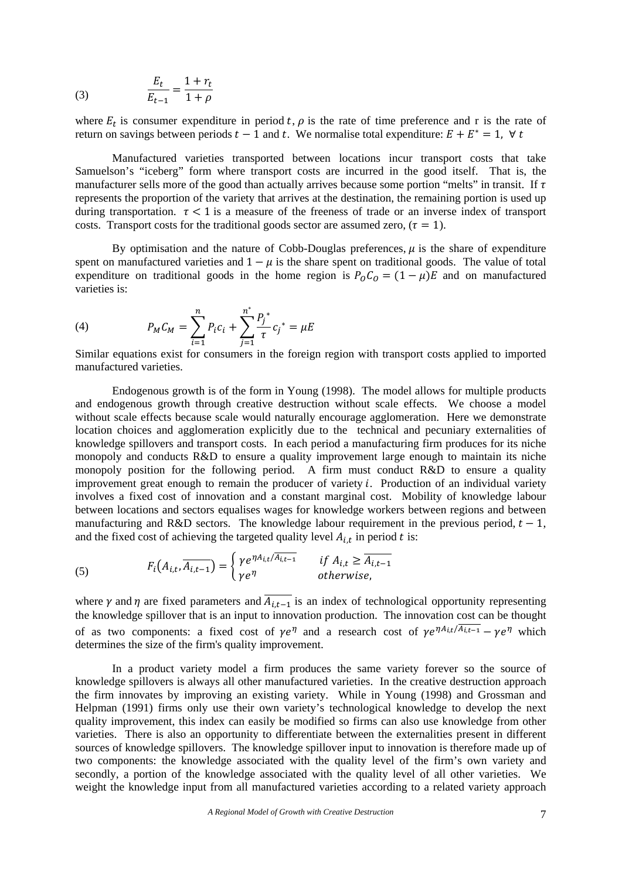$$\frac{E_t}{E_{t-1}} = \frac{1 + r_t}{1 + \rho} \tag{3}$$

where $E_t$ is consumer expenditure in period $t$, $\rho$ is the rate of time preference and r is the rate of return on savings between periods $t-1$ and $t$. We normalise total expenditure: $E + E^* = 1,\ \forall\ t$

Manufactured varieties transported between locations incur transport costs that take Samuelson's "iceberg" form where transport costs are incurred in the good itself. That is, the manufacturer sells more of the good than actually arrives because some portion "melts" in transit. If $\tau$ represents the proportion of the variety that arrives at the destination, the remaining portion is used up during transportation. $\tau < 1$ is a measure of the freeness of trade or an inverse index of transport costs. Transport costs for the traditional goods sector are assumed zero, ($\tau = 1$).

By optimisation and the nature of Cobb-Douglas preferences, $\mu$ is the share of expenditure spent on manufactured varieties and $1 - \mu$ is the share spent on traditional goods. The value of total expenditure on traditional goods in the home region is $P_O C_O = (1-\mu)E$ and on manufactured varieties is:

$$P_M C_M = \sum_{i=1}^{n} P_i c_i + \sum_{j=1}^{n^*} \frac{P_j^*}{\tau} c_j^* = \mu E \tag{4}$$

Similar equations exist for consumers in the foreign region with transport costs applied to imported manufactured varieties.

Endogenous growth is of the form in Young (1998). The model allows for multiple products and endogenous growth through creative destruction without scale effects. We choose a model without scale effects because scale would naturally encourage agglomeration. Here we demonstrate location choices and agglomeration explicitly due to the technical and pecuniary externalities of knowledge spillovers and transport costs. In each period a manufacturing firm produces for its niche monopoly and conducts R&D to ensure a quality improvement large enough to maintain its niche monopoly position for the following period. A firm must conduct R&D to ensure a quality improvement great enough to remain the producer of variety $i$. Production of an individual variety involves a fixed cost of innovation and a constant marginal cost. Mobility of knowledge labour between locations and sectors equalises wages for knowledge workers between regions and between manufacturing and R&D sectors. The knowledge labour requirement in the previous period, $t-1$, and the fixed cost of achieving the targeted quality level $A_{i,t}$ in period $t$ is:

$$F_i\left(A_{i,t}, \overline{A_{i,t-1}}\right) = \begin{cases} \gamma e^{\eta A_{i,t}/\overline{A_{i,t-1}}} & \text{if } A_{i,t} \geq \overline{A_{i,t-1}} \\ \gamma e^{\eta} & \text{otherwise,} \end{cases} \tag{5}$$

where $\gamma$ and $\eta$ are fixed parameters and $\overline{A_{i,t-1}}$ is an index of technological opportunity representing the knowledge spillover that is an input to innovation production. The innovation cost can be thought of as two components: a fixed cost of $\gamma e^{\eta}$ and a research cost of $\gamma e^{\eta A_{i,t}/\overline{A_{i,t-1}}} - \gamma e^{\eta}$ which determines the size of the firm's quality improvement.

In a product variety model a firm produces the same variety forever so the source of knowledge spillovers is always all other manufactured varieties. In the creative destruction approach the firm innovates by improving an existing variety. While in Young (1998) and Grossman and Helpman (1991) firms only use their own variety's technological knowledge to develop the next quality improvement, this index can easily be modified so firms can also use knowledge from other varieties. There is also an opportunity to differentiate between the externalities present in different sources of knowledge spillovers. The knowledge spillover input to innovation is therefore made up of two components: the knowledge associated with the quality level of the firm's own variety and secondly, a portion of the knowledge associated with the quality level of all other varieties. We weight the knowledge input from all manufactured varieties according to a related variety approach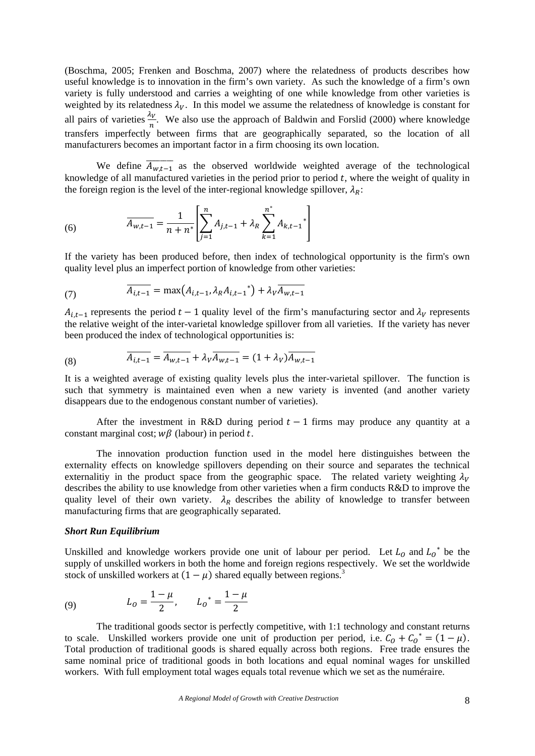(Boschma, 2005; Frenken and Boschma, 2007) where the relatedness of products describes how useful knowledge is to innovation in the firm's own variety. As such the knowledge of a firm's own variety is fully understood and carries a weighting of one while knowledge from other varieties is weighted by its relatedness $\lambda_V$. In this model we assume the relatedness of knowledge is constant for all pairs of varieties $\frac{\lambda_V}{n}$. We also use the approach of Baldwin and Forslid (2000) where knowledge transfers imperfectly between firms that are geographically separated, so the location of all manufacturers becomes an important factor in a firm choosing its own location.

We define $\overline{A_{w,t-1}}$ as the observed worldwide weighted average of the technological knowledge of all manufactured varieties in the period prior to period $t$, where the weight of quality in the foreign region is the level of the inter-regional knowledge spillover, $\lambda_R$:

$$\overline{A_{w,t-1}} = \frac{1}{n+n^*}\left[\sum_{j=1}^{n} A_{j,t-1} + \lambda_R \sum_{k=1}^{n^*} A_{k,t-1}{}^*\right] \tag{6}$$

If the variety has been produced before, then index of technological opportunity is the firm's own quality level plus an imperfect portion of knowledge from other varieties:

$$\overline{A_{i,t-1}} = \max\left(A_{i,t-1}, \lambda_R A_{i,t-1}{}^*\right) + \lambda_V \overline{A_{w,t-1}} \tag{7}$$

$A_{i,t-1}$ represents the period $t-1$ quality level of the firm's manufacturing sector and $\lambda_V$ represents the relative weight of the inter-varietal knowledge spillover from all varieties. If the variety has never been produced the index of technological opportunities is:

$$\overline{A_{i,t-1}} = \overline{A_{w,t-1}} + \lambda_V \overline{A_{w,t-1}} = (1+\lambda_V)\overline{A_{w,t-1}} \tag{8}$$

It is a weighted average of existing quality levels plus the inter-varietal spillover. The function is such that symmetry is maintained even when a new variety is invented (and another variety disappears due to the endogenous constant number of varieties).

After the investment in R&D during period $t-1$ firms may produce any quantity at a constant marginal cost; $w\beta$ (labour) in period $t$.

The innovation production function used in the model here distinguishes between the externality effects on knowledge spillovers depending on their source and separates the technical externalitiy in the product space from the geographic space. The related variety weighting $\lambda_V$ describes the ability to use knowledge from other varieties when a firm conducts R&D to improve the quality level of their own variety. $\lambda_R$ describes the ability of knowledge to transfer between manufacturing firms that are geographically separated.

### *Short Run Equilibrium*

Unskilled and knowledge workers provide one unit of labour per period. Let $L_O$ and $L_O{}^*$ be the supply of unskilled workers in both the home and foreign regions respectively. We set the worldwide stock of unskilled workers at $(1-\mu)$ shared equally between regions.[3]

$$L_O = \frac{1-\mu}{2}, \qquad L_O{}^* = \frac{1-\mu}{2} \tag{9}$$

The traditional goods sector is perfectly competitive, with 1:1 technology and constant returns to scale. Unskilled workers provide one unit of production per period, i.e. $C_O + C_O{}^* = (1-\mu)$. Total production of traditional goods is shared equally across both regions. Free trade ensures the same nominal price of traditional goods in both locations and equal nominal wages for unskilled workers. With full employment total wages equals total revenue which we set as the numéraire.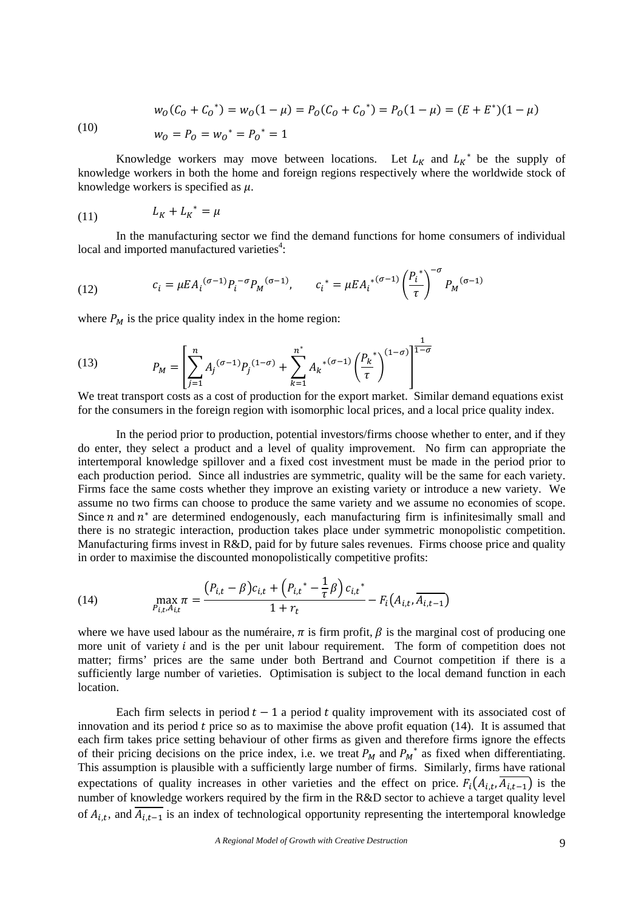$$w_O(C_O + C_O{}^*) = w_O(1-\mu) = P_O(C_O + C_O{}^*) = P_O(1-\mu) = (E+E^*)(1-\mu) \tag{10}$$

$$w_O = P_O = w_O{}^* = P_O{}^* = 1$$

Knowledge workers may move between locations. Let $L_K$ and $L_K{}^*$ be the supply of knowledge workers in both the home and foreign regions respectively where the worldwide stock of knowledge workers is specified as $\mu$.

$$L_K + L_K{}^* = \mu \tag{11}$$

In the manufacturing sector we find the demand functions for home consumers of individual local and imported manufactured varieties[4]:

$$c_i = \mu E A_i{}^{(\sigma-1)} P_i{}^{-\sigma} P_M{}^{(\sigma-1)}, \qquad c_i{}^* = \mu E A_i{}^{*(\sigma-1)} \left(\frac{P_i{}^*}{\tau}\right)^{-\sigma} P_M{}^{(\sigma-1)} \tag{12}$$

where $P_M$ is the price quality index in the home region:

$$P_M = \left[\sum_{j=1}^{n} A_j{}^{(\sigma-1)} P_j{}^{(1-\sigma)} + \sum_{k=1}^{n^*} A_k{}^{*(\sigma-1)} \left(\frac{P_k{}^*}{\tau}\right)^{(1-\sigma)}\right]^{\frac{1}{1-\sigma}} \tag{13}$$

We treat transport costs as a cost of production for the export market. Similar demand equations exist for the consumers in the foreign region with isomorphic local prices, and a local price quality index.

In the period prior to production, potential investors/firms choose whether to enter, and if they do enter, they select a product and a level of quality improvement. No firm can appropriate the intertemporal knowledge spillover and a fixed cost investment must be made in the period prior to each production period. Since all industries are symmetric, quality will be the same for each variety. Firms face the same costs whether they improve an existing variety or introduce a new variety. We assume no two firms can choose to produce the same variety and we assume no economies of scope. Since $n$ and $n^*$ are determined endogenously, each manufacturing firm is infinitesimally small and there is no strategic interaction, production takes place under symmetric monopolistic competition. Manufacturing firms invest in R&D, paid for by future sales revenues. Firms choose price and quality in order to maximise the discounted monopolistically competitive profits:

$$\max_{P_{i,t}, A_{i,t}} \pi = \frac{(P_{i,t} - \beta)c_{i,t} + \left(P_{i,t}{}^* - \frac{1}{\tau}\beta\right)c_{i,t}{}^*}{1+r_t} - F_i\left(A_{i,t}, \overline{A_{i,t-1}}\right) \tag{14}$$

where we have used labour as the numéraire, $\pi$ is firm profit, $\beta$ is the marginal cost of producing one more unit of variety $i$ and is the per unit labour requirement. The form of competition does not matter; firms' prices are the same under both Bertrand and Cournot competition if there is a sufficiently large number of varieties. Optimisation is subject to the local demand function in each location.

Each firm selects in period $t-1$ a period $t$ quality improvement with its associated cost of innovation and its period $t$ price so as to maximise the above profit equation (14). It is assumed that each firm takes price setting behaviour of other firms as given and therefore firms ignore the effects of their pricing decisions on the price index, i.e. we treat $P_M$ and $P_M{}^*$ as fixed when differentiating. This assumption is plausible with a sufficiently large number of firms. Similarly, firms have rational expectations of quality increases in other varieties and the effect on price. $F_i\left(A_{i,t}, \overline{A_{i,t-1}}\right)$ is the number of knowledge workers required by the firm in the R&D sector to achieve a target quality level of $A_{i,t}$, and $\overline{A_{i,t-1}}$ is an index of technological opportunity representing the intertemporal knowledge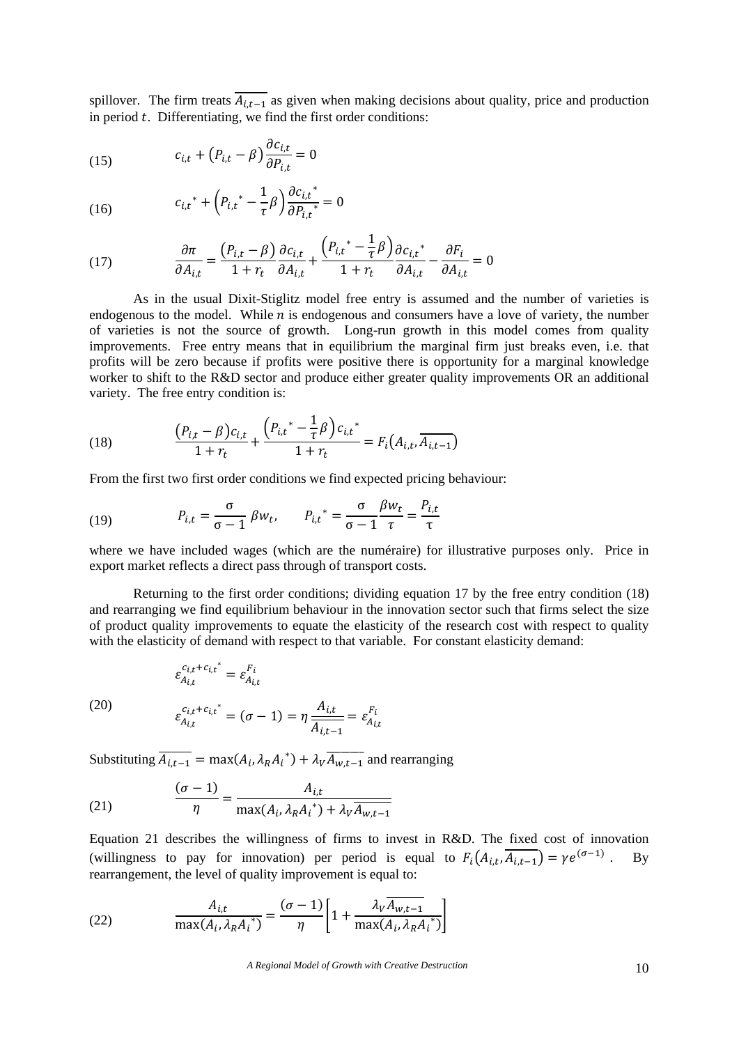spillover. The firm treats $\overline{A_{i,t-1}}$ as given when making decisions about quality, price and production in period $t$. Differentiating, we find the first order conditions:

$$c_{i,t} + \left(P_{i,t} - \beta\right)\frac{\partial c_{i,t}}{\partial P_{i,t}} = 0 \tag{15}$$

$$c_{i,t}{}^{*} + \left(P_{i,t}{}^{*} - \frac{1}{\tau}\beta\right)\frac{\partial c_{i,t}{}^{*}}{\partial P_{i,t}{}^{*}} = 0 \tag{16}$$

$$\frac{\partial \pi}{\partial A_{i,t}} = \frac{\left(P_{i,t} - \beta\right)}{1 + r_t}\frac{\partial c_{i,t}}{\partial A_{i,t}} + \frac{\left(P_{i,t}{}^{*} - \frac{1}{\tau}\beta\right)}{1 + r_t}\frac{\partial c_{i,t}{}^{*}}{\partial A_{i,t}} - \frac{\partial F_i}{\partial A_{i,t}} = 0 \tag{17}$$

As in the usual Dixit-Stiglitz model free entry is assumed and the number of varieties is endogenous to the model. While $n$ is endogenous and consumers have a love of variety, the number of varieties is not the source of growth. Long-run growth in this model comes from quality improvements. Free entry means that in equilibrium the marginal firm just breaks even, i.e. that profits will be zero because if profits were positive there is opportunity for a marginal knowledge worker to shift to the R&D sector and produce either greater quality improvements OR an additional variety. The free entry condition is:

$$\frac{\left(P_{i,t} - \beta\right)c_{i,t}}{1 + r_t} + \frac{\left(P_{i,t}{}^{*} - \frac{1}{\tau}\beta\right)c_{i,t}{}^{*}}{1 + r_t} = F_i\left(A_{i,t}, \overline{A_{i,t-1}}\right) \tag{18}$$

From the first two first order conditions we find expected pricing behaviour:

$$P_{i,t} = \frac{\sigma}{\sigma - 1}\,\beta w_t, \qquad P_{i,t}{}^{*} = \frac{\sigma}{\sigma - 1}\frac{\beta w_t}{\tau} = \frac{P_{i,t}}{\tau} \tag{19}$$

where we have included wages (which are the numéraire) for illustrative purposes only. Price in export market reflects a direct pass through of transport costs.

Returning to the first order conditions; dividing equation 17 by the free entry condition (18) and rearranging we find equilibrium behaviour in the innovation sector such that firms select the size of product quality improvements to equate the elasticity of the research cost with respect to quality with the elasticity of demand with respect to that variable. For constant elasticity demand:

$$\varepsilon_{A_{i,t}}^{c_{i,t}+c_{i,t}{}^{*}} = \varepsilon_{A_{i,t}}^{F_i}$$

$$\varepsilon_{A_{i,t}}^{c_{i,t}+c_{i,t}{}^{*}} = (\sigma - 1) = \eta\,\frac{A_{i,t}}{\overline{A_{i,t-1}}} = \varepsilon_{A_{i,t}}^{F_i} \tag{20}$$

Substituting $\overline{A_{i,t-1}} = \max(A_i, \lambda_R A_i{}^{*}) + \lambda_V \overline{A_{w,t-1}}$ and rearranging

$$\frac{(\sigma - 1)}{\eta} = \frac{A_{i,t}}{\max(A_i, \lambda_R A_i{}^{*}) + \lambda_V \overline{A_{w,t-1}}} \tag{21}$$

Equation 21 describes the willingness of firms to invest in R&D. The fixed cost of innovation (willingness to pay for innovation) per period is equal to $F_i\left(A_{i,t}, \overline{A_{i,t-1}}\right) = \gamma e^{(\sigma-1)}$. By rearrangement, the level of quality improvement is equal to:

$$\frac{A_{i,t}}{\max(A_i, \lambda_R A_i{}^{*})} = \frac{(\sigma - 1)}{\eta}\left[1 + \frac{\lambda_V \overline{A_{w,t-1}}}{\max(A_i, \lambda_R A_i{}^{*})}\right] \tag{22}$$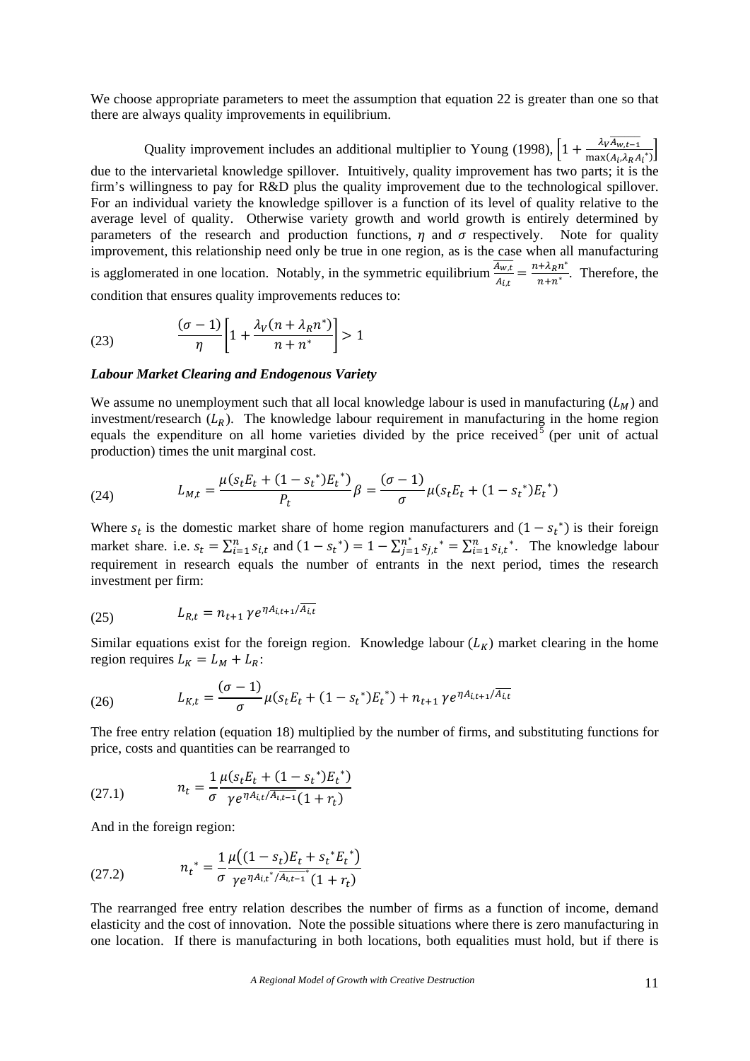We choose appropriate parameters to meet the assumption that equation 22 is greater than one so that there are always quality improvements in equilibrium.

Quality improvement includes an additional multiplier to Young (1998), $\left[1+\frac{\lambda_V \overline{A_{w,t-1}}}{\max(A_i,\lambda_R A_i^*)}\right]$ due to the intervarietal knowledge spillover. Intuitively, quality improvement has two parts; it is the firm's willingness to pay for R&D plus the quality improvement due to the technological spillover. For an individual variety the knowledge spillover is a function of its level of quality relative to the average level of quality. Otherwise variety growth and world growth is entirely determined by parameters of the research and production functions, $\eta$ and $\sigma$ respectively. Note for quality improvement, this relationship need only be true in one region, as is the case when all manufacturing is agglomerated in one location. Notably, in the symmetric equilibrium $\frac{\overline{A_{w,t}}}{A_{i,t}}=\frac{n+\lambda_R n^*}{n+n^*}$. Therefore, the condition that ensures quality improvements reduces to:

$$\text{(23)} \qquad \frac{(\sigma-1)}{\eta}\left[1+\frac{\lambda_V(n+\lambda_R n^*)}{n+n^*}\right]>1$$

***Labour Market Clearing and Endogenous Variety***

We assume no unemployment such that all local knowledge labour is used in manufacturing ($L_M$) and investment/research ($L_R$). The knowledge labour requirement in manufacturing in the home region equals the expenditure on all home varieties divided by the price received[5] (per unit of actual production) times the unit marginal cost.

$$\text{(24)} \qquad L_{M,t}=\frac{\mu(s_t E_t+(1-s_t^*)E_t^*)}{P_t}\beta=\frac{(\sigma-1)}{\sigma}\mu(s_t E_t+(1-s_t^*)E_t^*)$$

Where $s_t$ is the domestic market share of home region manufacturers and $(1-s_t^*)$ is their foreign market share. i.e. $s_t=\sum_{i=1}^{n}s_{i,t}$ and $(1-s_t^*)=1-\sum_{j=1}^{n^*}s_{j,t}^*=\sum_{i=1}^{n}s_{i,t}^*$. The knowledge labour requirement in research equals the number of entrants in the next period, times the research investment per firm:

$$\text{(25)} \qquad L_{R,t}=n_{t+1}\,\gamma e^{\eta A_{i,t+1}/\overline{A_{i,t}}}$$

Similar equations exist for the foreign region. Knowledge labour ($L_K$) market clearing in the home region requires $L_K=L_M+L_R$:

$$\text{(26)} \qquad L_{K,t}=\frac{(\sigma-1)}{\sigma}\mu(s_t E_t+(1-s_t^*)E_t^*)+n_{t+1}\,\gamma e^{\eta A_{i,t+1}/\overline{A_{i,t}}}$$

The free entry relation (equation 18) multiplied by the number of firms, and substituting functions for price, costs and quantities can be rearranged to

$$\text{(27.1)} \qquad n_t=\frac{1}{\sigma}\frac{\mu(s_t E_t+(1-s_t^*)E_t^*)}{\gamma e^{\eta A_{i,t}/\overline{A_{i,t-1}}}(1+r_t)}$$

And in the foreign region:

$$\text{(27.2)} \qquad n_t^*=\frac{1}{\sigma}\frac{\mu\big((1-s_t)E_t+s_t^*E_t^*\big)}{\gamma e^{\eta A_{i,t}^*/\overline{A_{i,t-1}}^*}(1+r_t)}$$

The rearranged free entry relation describes the number of firms as a function of income, demand elasticity and the cost of innovation. Note the possible situations where there is zero manufacturing in one location. If there is manufacturing in both locations, both equalities must hold, but if there is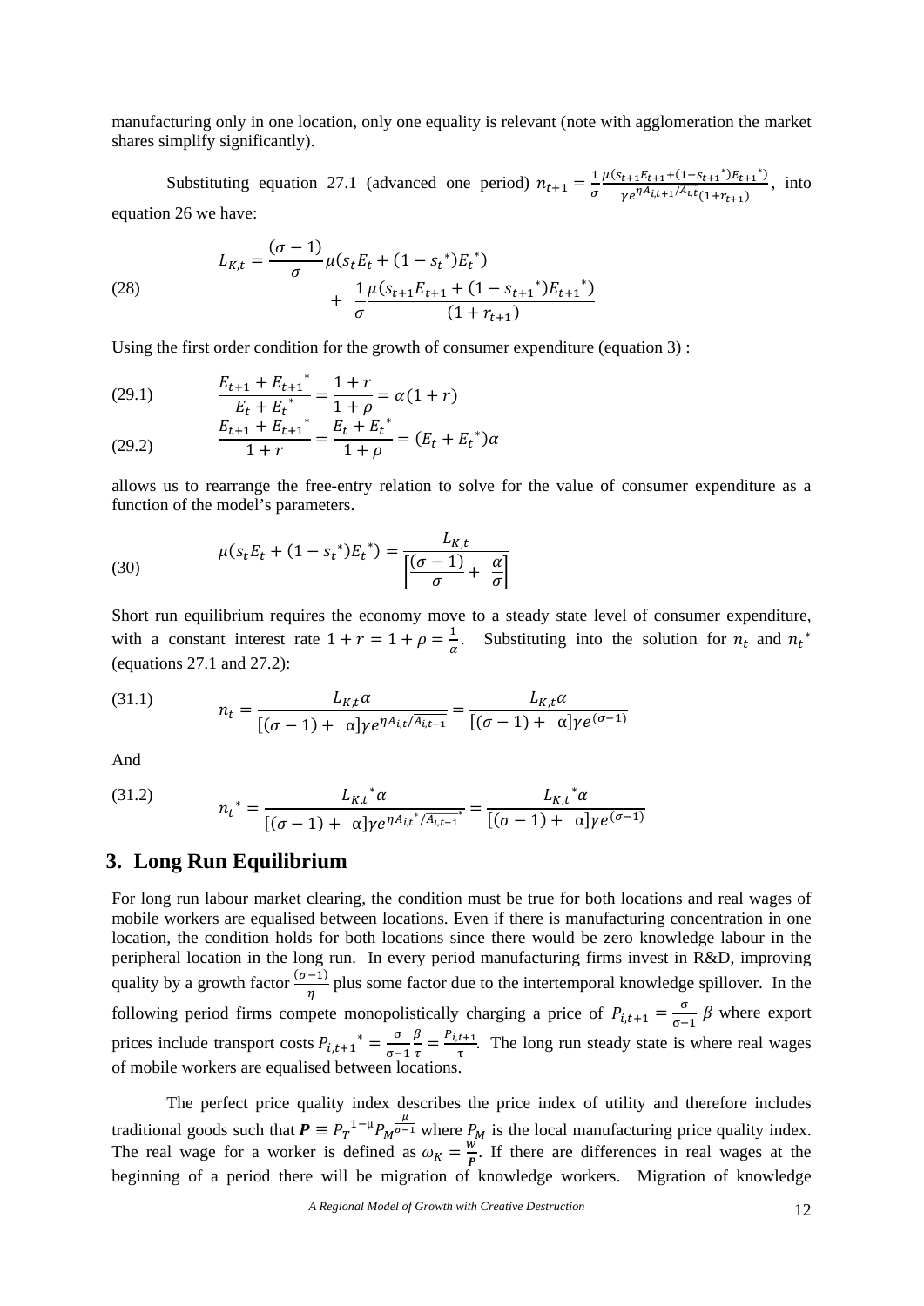manufacturing only in one location, only one equality is relevant (note with agglomeration the market shares simplify significantly).

Substituting equation 27.1 (advanced one period) $n_{t+1} = \frac{1}{\sigma}\frac{\mu(s_{t+1}E_{t+1}+(1-s_{t+1}^*)E_{t+1}^*)}{\gamma e^{\eta A_{i,t+1}/A_{i,t}}(1+r_{t+1})}$, into equation 26 we have:

$$
(28) \qquad L_{K,t} = \frac{(\sigma-1)}{\sigma}\mu(s_t E_t + (1-s_t^*)E_t^*) + \frac{1}{\sigma}\frac{\mu(s_{t+1}E_{t+1} + (1-s_{t+1}^*)E_{t+1}^*)}{(1+r_{t+1})}
$$

Using the first order condition for the growth of consumer expenditure (equation 3) :

$$
(29.1) \qquad \frac{E_{t+1} + E_{t+1}^*}{E_t + E_t^*} = \frac{1+r}{1+\rho} = \alpha(1+r)
$$

$$
(29.2) \qquad \frac{E_{t+1} + E_{t+1}^*}{1+r} = \frac{E_t + E_t^*}{1+\rho} = (E_t + E_t^*)\alpha
$$

allows us to rearrange the free-entry relation to solve for the value of consumer expenditure as a function of the model's parameters.

$$
(30) \qquad \mu(s_t E_t + (1-s_t^*)E_t^*) = \frac{L_{K,t}}{\left[\frac{(\sigma-1)}{\sigma} + \frac{\alpha}{\sigma}\right]}
$$

Short run equilibrium requires the economy move to a steady state level of consumer expenditure, with a constant interest rate $1 + r = 1 + \rho = \frac{1}{\alpha}$. Substituting into the solution for $n_t$ and $n_t^*$ (equations 27.1 and 27.2):

$$
(31.1) \qquad n_t = \frac{L_{K,t}\alpha}{[(\sigma-1) + \alpha]\gamma e^{\eta A_{i,t}/A_{i,t-1}}} = \frac{L_{K,t}\alpha}{[(\sigma-1) + \alpha]\gamma e^{(\sigma-1)}}
$$

And

$$
(31.2) \qquad n_t^* = \frac{L_{K,t}^*\alpha}{[(\sigma-1) + \alpha]\gamma e^{\eta A_{i,t}^*/A_{i,t-1}^*}} = \frac{L_{K,t}^*\alpha}{[(\sigma-1) + \alpha]\gamma e^{(\sigma-1)}}
$$

## 3. Long Run Equilibrium

For long run labour market clearing, the condition must be true for both locations and real wages of mobile workers are equalised between locations. Even if there is manufacturing concentration in one location, the condition holds for both locations since there would be zero knowledge labour in the peripheral location in the long run. In every period manufacturing firms invest in R&D, improving quality by a growth factor $\frac{(\sigma-1)}{\eta}$ plus some factor due to the intertemporal knowledge spillover. In the following period firms compete monopolistically charging a price of $P_{i,t+1} = \frac{\sigma}{\sigma-1}\beta$ where export prices include transport costs $P_{i,t+1}^* = \frac{\sigma}{\sigma-1}\frac{\beta}{\tau} = \frac{P_{i,t+1}}{\tau}$. The long run steady state is where real wages of mobile workers are equalised between locations.

The perfect price quality index describes the price index of utility and therefore includes traditional goods such that $\boldsymbol{P} \equiv P_T^{\,1-\mu}P_M^{\frac{\mu}{\sigma-1}}$ where $P_M$ is the local manufacturing price quality index. The real wage for a worker is defined as $\omega_K = \frac{w}{\boldsymbol{P}}$. If there are differences in real wages at the beginning of a period there will be migration of knowledge workers. Migration of knowledge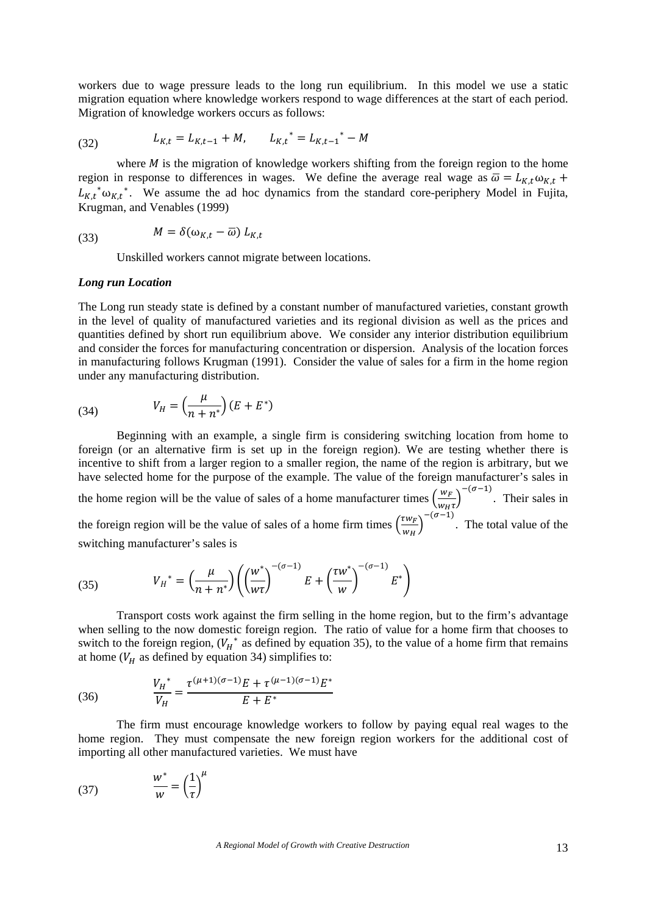workers due to wage pressure leads to the long run equilibrium. In this model we use a static migration equation where knowledge workers respond to wage differences at the start of each period. Migration of knowledge workers occurs as follows:

$$L_{K,t} = L_{K,t-1} + M, \qquad L_{K,t}{}^{*} = L_{K,t-1}{}^{*} - M \tag{32}$$

where $M$ is the migration of knowledge workers shifting from the foreign region to the home region in response to differences in wages. We define the average real wage as $\bar{\omega} = L_{K,t}\omega_{K,t} + L_{K,t}{}^{*}\omega_{K,t}{}^{*}$. We assume the ad hoc dynamics from the standard core-periphery Model in Fujita, Krugman, and Venables (1999)

$$M = \delta(\omega_{K,t} - \bar{\omega})\, L_{K,t} \tag{33}$$

Unskilled workers cannot migrate between locations.

### *Long run Location*

The Long run steady state is defined by a constant number of manufactured varieties, constant growth in the level of quality of manufactured varieties and its regional division as well as the prices and quantities defined by short run equilibrium above. We consider any interior distribution equilibrium and consider the forces for manufacturing concentration or dispersion. Analysis of the location forces in manufacturing follows Krugman (1991). Consider the value of sales for a firm in the home region under any manufacturing distribution.

$$V_H = \left(\frac{\mu}{n + n^{*}}\right)(E + E^{*}) \tag{34}$$

Beginning with an example, a single firm is considering switching location from home to foreign (or an alternative firm is set up in the foreign region). We are testing whether there is incentive to shift from a larger region to a smaller region, the name of the region is arbitrary, but we have selected home for the purpose of the example. The value of the foreign manufacturer's sales in the home region will be the value of sales of a home manufacturer times $\left(\frac{w_F}{w_H\tau}\right)^{-(\sigma-1)}$. Their sales in the foreign region will be the value of sales of a home firm times $\left(\frac{\tau w_F}{w_H}\right)^{-(\sigma-1)}$. The total value of the switching manufacturer's sales is

$$V_H{}^{*} = \left(\frac{\mu}{n + n^{*}}\right)\left(\left(\frac{w^{*}}{w\tau}\right)^{-(\sigma-1)} E + \left(\frac{\tau w^{*}}{w}\right)^{-(\sigma-1)} E^{*}\right) \tag{35}$$

Transport costs work against the firm selling in the home region, but to the firm's advantage when selling to the now domestic foreign region. The ratio of value for a home firm that chooses to switch to the foreign region, ($V_H{}^{*}$ as defined by equation 35), to the value of a home firm that remains at home ($V_H$ as defined by equation 34) simplifies to:

$$\frac{V_H{}^{*}}{V_H} = \frac{\tau^{(\mu+1)(\sigma-1)}E + \tau^{(\mu-1)(\sigma-1)}E^{*}}{E + E^{*}} \tag{36}$$

The firm must encourage knowledge workers to follow by paying equal real wages to the home region. They must compensate the new foreign region workers for the additional cost of importing all other manufactured varieties. We must have

$$\frac{w^{*}}{w} = \left(\frac{1}{\tau}\right)^{\mu} \tag{37}$$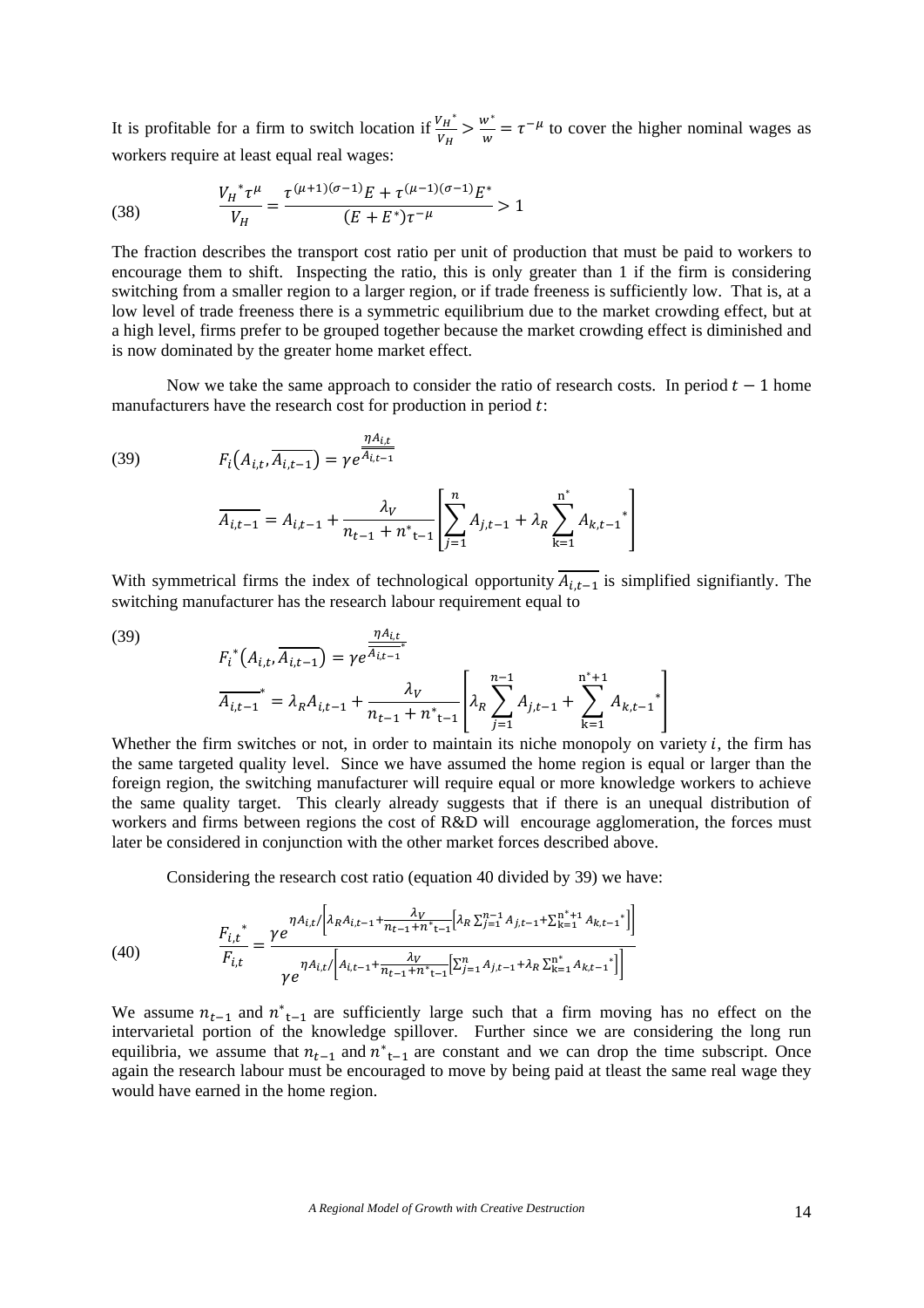It is profitable for a firm to switch location if $\frac{V_H^*}{V_H} > \frac{w^*}{w} = \tau^{-\mu}$ to cover the higher nominal wages as workers require at least equal real wages:

$$\text{(38)} \qquad \frac{V_H^* \tau^{\mu}}{V_H} = \frac{\tau^{(\mu+1)(\sigma-1)}E + \tau^{(\mu-1)(\sigma-1)}E^*}{(E+E^*)\tau^{-\mu}} > 1$$

The fraction describes the transport cost ratio per unit of production that must be paid to workers to encourage them to shift. Inspecting the ratio, this is only greater than 1 if the firm is considering switching from a smaller region to a larger region, or if trade freeness is sufficiently low. That is, at a low level of trade freeness there is a symmetric equilibrium due to the market crowding effect, but at a high level, firms prefer to be grouped together because the market crowding effect is diminished and is now dominated by the greater home market effect.

Now we take the same approach to consider the ratio of research costs. In period $t-1$ home manufacturers have the research cost for production in period $t$:

$$\text{(39)} \qquad F_i\left(A_{i,t}, \overline{A_{i,t-1}}\right) = \gamma e^{\frac{\eta A_{i,t}}{\overline{A_{i,t-1}}}}$$

$$\overline{A_{i,t-1}} = A_{i,t-1} + \frac{\lambda_V}{n_{t-1} + n^*_{t-1}} \left[ \sum_{j=1}^{n} A_{j,t-1} + \lambda_R \sum_{k=1}^{n^*} A_{k,t-1}{}^* \right]$$

With symmetrical firms the index of technological opportunity $\overline{A_{i,t-1}}$ is simplified signifiantly. The switching manufacturer has the research labour requirement equal to

$$\text{(39)} \qquad F_i^*\left(A_{i,t}, \overline{A_{i,t-1}}\right) = \gamma e^{\frac{\eta A_{i,t}}{\overline{A_{i,t-1}}^*}}$$

$$\overline{A_{i,t-1}}^* = \lambda_R A_{i,t-1} + \frac{\lambda_V}{n_{t-1} + n^*_{t-1}} \left[ \lambda_R \sum_{j=1}^{n-1} A_{j,t-1} + \sum_{k=1}^{n^*+1} A_{k,t-1}{}^* \right]$$

Whether the firm switches or not, in order to maintain its niche monopoly on variety $i$, the firm has the same targeted quality level. Since we have assumed the home region is equal or larger than the foreign region, the switching manufacturer will require equal or more knowledge workers to achieve the same quality target. This clearly already suggests that if there is an unequal distribution of workers and firms between regions the cost of R&D will encourage agglomeration, the forces must later be considered in conjunction with the other market forces described above.

Considering the research cost ratio (equation 40 divided by 39) we have:

$$\text{(40)} \qquad \frac{F_{i,t}{}^*}{F_{i,t}} = \frac{\gamma e^{\eta A_{i,t} / \left[ \lambda_R A_{i,t-1} + \frac{\lambda_V}{n_{t-1} + n^*_{t-1}} \left[ \lambda_R \sum_{j=1}^{n-1} A_{j,t-1} + \sum_{k=1}^{n^*+1} A_{k,t-1}{}^* \right] \right]}}{\gamma e^{\eta A_{i,t} / \left[ A_{i,t-1} + \frac{\lambda_V}{n_{t-1} + n^*_{t-1}} \left[ \sum_{j=1}^{n} A_{j,t-1} + \lambda_R \sum_{k=1}^{n^*} A_{k,t-1}{}^* \right] \right]}}$$

We assume $n_{t-1}$ and $n^*_{t-1}$ are sufficiently large such that a firm moving has no effect on the intervarietal portion of the knowledge spillover. Further since we are considering the long run equilibria, we assume that $n_{t-1}$ and $n^*_{t-1}$ are constant and we can drop the time subscript. Once again the research labour must be encouraged to move by being paid at tleast the same real wage they would have earned in the home region.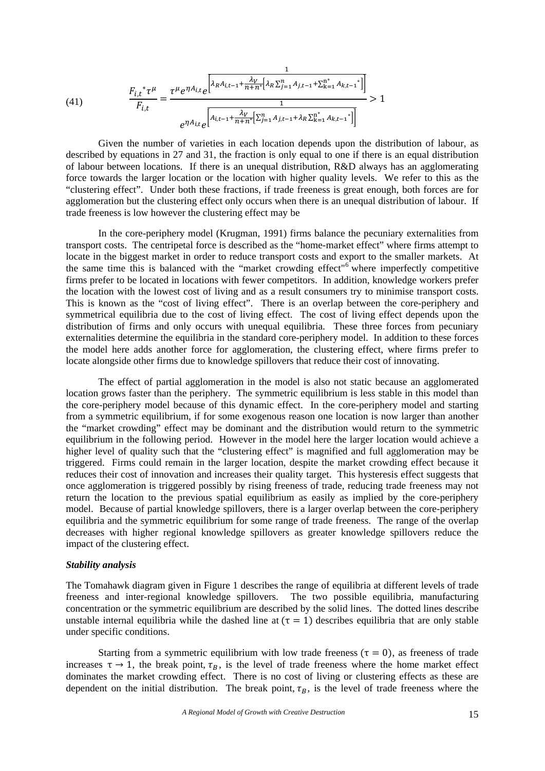$$(41) \qquad \frac{F_{i,t}{}^{*}\tau^{\mu}}{F_{i,t}} = \frac{\tau^{\mu} e^{\eta A_{i,t}} e^{\left[\frac{1}{\lambda_R A_{i,t-1} + \frac{\lambda_V}{n+n^*}\left[\lambda_R \sum_{j=1}^{n} A_{j,t-1} + \sum_{k=1}^{n^*} A_{k,t-1}{}^{*}\right]}\right]}}{e^{\eta A_{i,t}} e^{\left[\frac{1}{A_{i,t-1} + \frac{\lambda_V}{n+n^*}\left[\sum_{j=1}^{n} A_{j,t-1} + \lambda_R \sum_{k=1}^{n^*} A_{k,t-1}{}^{*}\right]}\right]}} > 1$$

Given the number of varieties in each location depends upon the distribution of labour, as described by equations in 27 and 31, the fraction is only equal to one if there is an equal distribution of labour between locations. If there is an unequal distribution, R&D always has an agglomerating force towards the larger location or the location with higher quality levels. We refer to this as the "clustering effect". Under both these fractions, if trade freeness is great enough, both forces are for agglomeration but the clustering effect only occurs when there is an unequal distribution of labour. If trade freeness is low however the clustering effect may be

In the core-periphery model (Krugman, 1991) firms balance the pecuniary externalities from transport costs. The centripetal force is described as the "home-market effect" where firms attempt to locate in the biggest market in order to reduce transport costs and export to the smaller markets. At the same time this is balanced with the "market crowding effect"[6] where imperfectly competitive firms prefer to be located in locations with fewer competitors. In addition, knowledge workers prefer the location with the lowest cost of living and as a result consumers try to minimise transport costs. This is known as the "cost of living effect". There is an overlap between the core-periphery and symmetrical equilibria due to the cost of living effect. The cost of living effect depends upon the distribution of firms and only occurs with unequal equilibria. These three forces from pecuniary externalities determine the equilibria in the standard core-periphery model. In addition to these forces the model here adds another force for agglomeration, the clustering effect, where firms prefer to locate alongside other firms due to knowledge spillovers that reduce their cost of innovating.

The effect of partial agglomeration in the model is also not static because an agglomerated location grows faster than the periphery. The symmetric equilibrium is less stable in this model than the core-periphery model because of this dynamic effect. In the core-periphery model and starting from a symmetric equilibrium, if for some exogenous reason one location is now larger than another the "market crowding" effect may be dominant and the distribution would return to the symmetric equilibrium in the following period. However in the model here the larger location would achieve a higher level of quality such that the "clustering effect" is magnified and full agglomeration may be triggered. Firms could remain in the larger location, despite the market crowding effect because it reduces their cost of innovation and increases their quality target. This hysteresis effect suggests that once agglomeration is triggered possibly by rising freeness of trade, reducing trade freeness may not return the location to the previous spatial equilibrium as easily as implied by the core-periphery model. Because of partial knowledge spillovers, there is a larger overlap between the core-periphery equilibria and the symmetric equilibrium for some range of trade freeness. The range of the overlap decreases with higher regional knowledge spillovers as greater knowledge spillovers reduce the impact of the clustering effect.

### *Stability analysis*

The Tomahawk diagram given in Figure 1 describes the range of equilibria at different levels of trade freeness and inter-regional knowledge spillovers. The two possible equilibria, manufacturing concentration or the symmetric equilibrium are described by the solid lines. The dotted lines describe unstable internal equilibria while the dashed line at $(\tau = 1)$ describes equilibria that are only stable under specific conditions.

Starting from a symmetric equilibrium with low trade freeness $(\tau = 0)$, as freeness of trade increases $\tau \rightarrow 1$, the break point, $\tau_B$, is the level of trade freeness where the home market effect dominates the market crowding effect. There is no cost of living or clustering effects as these are dependent on the initial distribution. The break point, $\tau_B$, is the level of trade freeness where the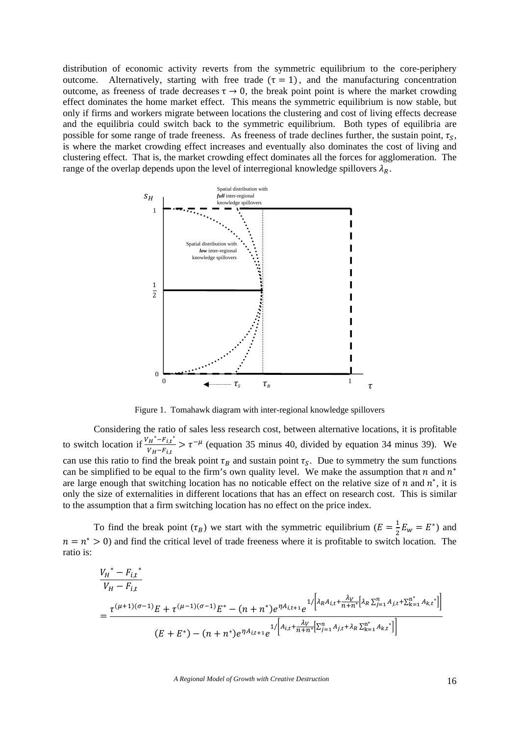distribution of economic activity reverts from the symmetric equilibrium to the core-periphery outcome. Alternatively, starting with free trade $(\tau = 1)$, and the manufacturing concentration outcome, as freeness of trade decreases $\tau \rightarrow 0$, the break point point is where the market crowding effect dominates the home market effect. This means the symmetric equilibrium is now stable, but only if firms and workers migrate between locations the clustering and cost of living effects decrease and the equilibria could switch back to the symmetric equilibrium. Both types of equilibria are possible for some range of trade freeness. As freeness of trade declines further, the sustain point, $\tau_S$, is where the market crowding effect increases and eventually also dominates the cost of living and clustering effect. That is, the market crowding effect dominates all the forces for agglomeration. The range of the overlap depends upon the level of interregional knowledge spillovers $\lambda_R$.

Figure 1. Tomahawk diagram with inter-regional knowledge spillovers

Considering the ratio of sales less research cost, between alternative locations, it is profitable to switch location if $\frac{V_H{}^* - F_{i,t}{}^*}{V_H - F_{i,t}} > \tau^{-\mu}$ (equation 35 minus 40, divided by equation 34 minus 39). We can use this ratio to find the break point $\tau_B$ and sustain point $\tau_S$. Due to symmetry the sum functions can be simplified to be equal to the firm's own quality level. We make the assumption that $n$ and $n^*$ are large enough that switching location has no noticable effect on the relative size of $n$ and $n^*$, it is only the size of externalities in different locations that has an effect on research cost. This is similar to the assumption that a firm switching location has no effect on the price index.

To find the break point $(\tau_B)$ we start with the symmetric equilibrium $(E = \frac{1}{2}E_w = E^*)$ and $n = n^* > 0$) and find the critical level of trade freeness where it is profitable to switch location. The ratio is:

$$\frac{V_H{}^* - F_{i,t}{}^*}{V_H - F_{i,t}} = \frac{\tau^{(\mu+1)(\sigma-1)}E + \tau^{(\mu-1)(\sigma-1)}E^* - (n+n^*)e^{\eta A_{i,t+1}}e^{1/\left[\lambda_R A_{i,t} + \frac{\lambda_V}{n+n^*}\left[\lambda_R \sum_{j=1}^{n} A_{j,t} + \sum_{k=1}^{n^*} A_{k,t}{}^*\right]\right]}}{(E+E^*) - (n+n^*)e^{\eta A_{i,t+1}}e^{1/\left[A_{i,t} + \frac{\lambda_V}{n+n^*}\left[\sum_{j=1}^{n} A_{j,t} + \lambda_R \sum_{k=1}^{n^*} A_{k,t}{}^*\right]\right]}}$$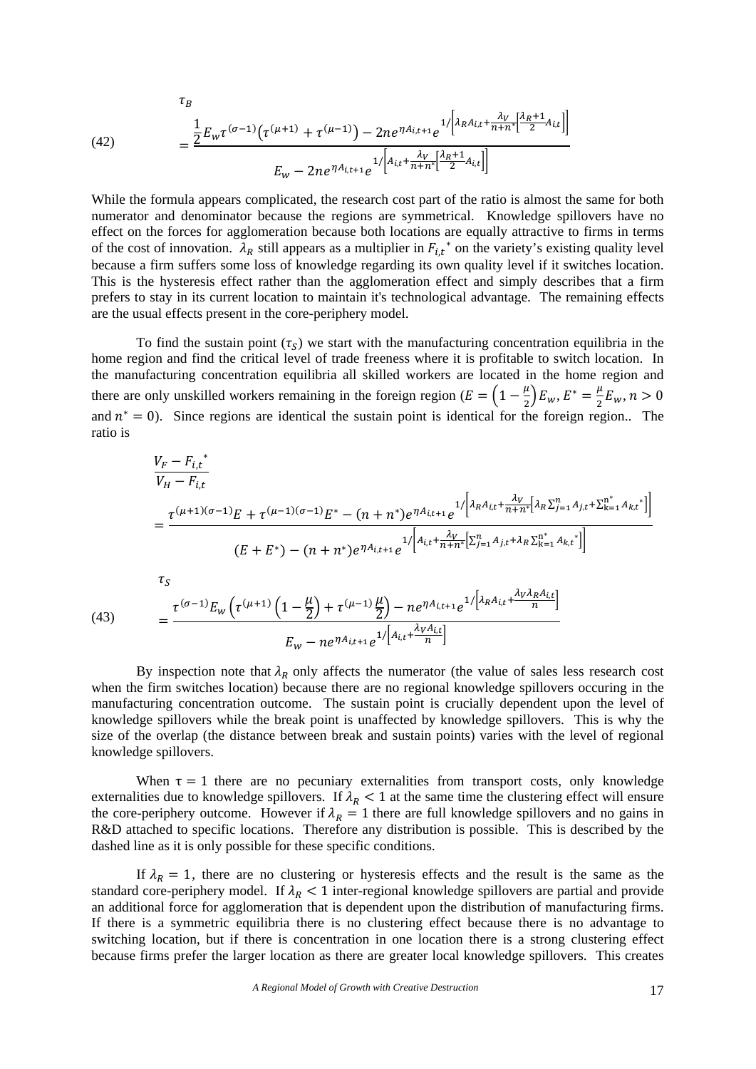$$\tau_B = \frac{\frac{1}{2}E_w \tau^{(\sigma-1)}\left(\tau^{(\mu+1)} + \tau^{(\mu-1)}\right) - 2ne^{\eta A_{i,t+1}} e^{1/\left[\lambda_R A_{i,t} + \frac{\lambda_V}{n+n^*}\left[\frac{\lambda_R+1}{2}A_{i,t}\right]\right]}}{E_w - 2ne^{\eta A_{i,t+1}} e^{1/\left[A_{i,t} + \frac{\lambda_V}{n+n^*}\left[\frac{\lambda_R+1}{2}A_{i,t}\right]\right]}} \tag{42}$$

While the formula appears complicated, the research cost part of the ratio is almost the same for both numerator and denominator because the regions are symmetrical. Knowledge spillovers have no effect on the forces for agglomeration because both locations are equally attractive to firms in terms of the cost of innovation. $\lambda_R$ still appears as a multiplier in $F_{i,t}^*$ on the variety's existing quality level because a firm suffers some loss of knowledge regarding its own quality level if it switches location. This is the hysteresis effect rather than the agglomeration effect and simply describes that a firm prefers to stay in its current location to maintain it's technological advantage. The remaining effects are the usual effects present in the core-periphery model.

To find the sustain point ($\tau_S$) we start with the manufacturing concentration equilibria in the home region and find the critical level of trade freeness where it is profitable to switch location. In the manufacturing concentration equilibria all skilled workers are located in the home region and there are only unskilled workers remaining in the foreign region ($E = \left(1 - \frac{\mu}{2}\right)E_w$, $E^* = \frac{\mu}{2}E_w$, $n > 0$ and $n^* = 0$). Since regions are identical the sustain point is identical for the foreign region.. The ratio is

$$\frac{V_F - F_{i,t}^*}{V_H - F_{i,t}} = \frac{\tau^{(\mu+1)(\sigma-1)}E + \tau^{(\mu-1)(\sigma-1)}E^* - (n+n^*)e^{\eta A_{i,t+1}} e^{1/\left[\lambda_R A_{i,t} + \frac{\lambda_V}{n+n^*}\left[\lambda_R \sum_{j=1}^{n} A_{j,t} + \sum_{k=1}^{n^*} A_{k,t}^*\right]\right]}}{(E+E^*) - (n+n^*)e^{\eta A_{i,t+1}} e^{1/\left[A_{i,t} + \frac{\lambda_V}{n+n^*}\left[\sum_{j=1}^{n} A_{j,t} + \lambda_R \sum_{k=1}^{n^*} A_{k,t}^*\right]\right]}}$$

$$\tau_S = \frac{\tau^{(\sigma-1)}E_w\left(\tau^{(\mu+1)}\left(1 - \frac{\mu}{2}\right) + \tau^{(\mu-1)}\frac{\mu}{2}\right) - ne^{\eta A_{i,t+1}} e^{1/\left[\lambda_R A_{i,t} + \frac{\lambda_V \lambda_R A_{i,t}}{n}\right]}}{E_w - ne^{\eta A_{i,t+1}} e^{1/\left[A_{i,t} + \frac{\lambda_V A_{i,t}}{n}\right]}} \tag{43}$$

By inspection note that $\lambda_R$ only affects the numerator (the value of sales less research cost when the firm switches location) because there are no regional knowledge spillovers occuring in the manufacturing concentration outcome. The sustain point is crucially dependent upon the level of knowledge spillovers while the break point is unaffected by knowledge spillovers. This is why the size of the overlap (the distance between break and sustain points) varies with the level of regional knowledge spillovers.

When $\tau = 1$ there are no pecuniary externalities from transport costs, only knowledge externalities due to knowledge spillovers. If $\lambda_R < 1$ at the same time the clustering effect will ensure the core-periphery outcome. However if $\lambda_R = 1$ there are full knowledge spillovers and no gains in R&D attached to specific locations. Therefore any distribution is possible. This is described by the dashed line as it is only possible for these specific conditions.

If $\lambda_R = 1$, there are no clustering or hysteresis effects and the result is the same as the standard core-periphery model. If $\lambda_R < 1$ inter-regional knowledge spillovers are partial and provide an additional force for agglomeration that is dependent upon the distribution of manufacturing firms. If there is a symmetric equilibria there is no clustering effect because there is no advantage to switching location, but if there is concentration in one location there is a strong clustering effect because firms prefer the larger location as there are greater local knowledge spillovers. This creates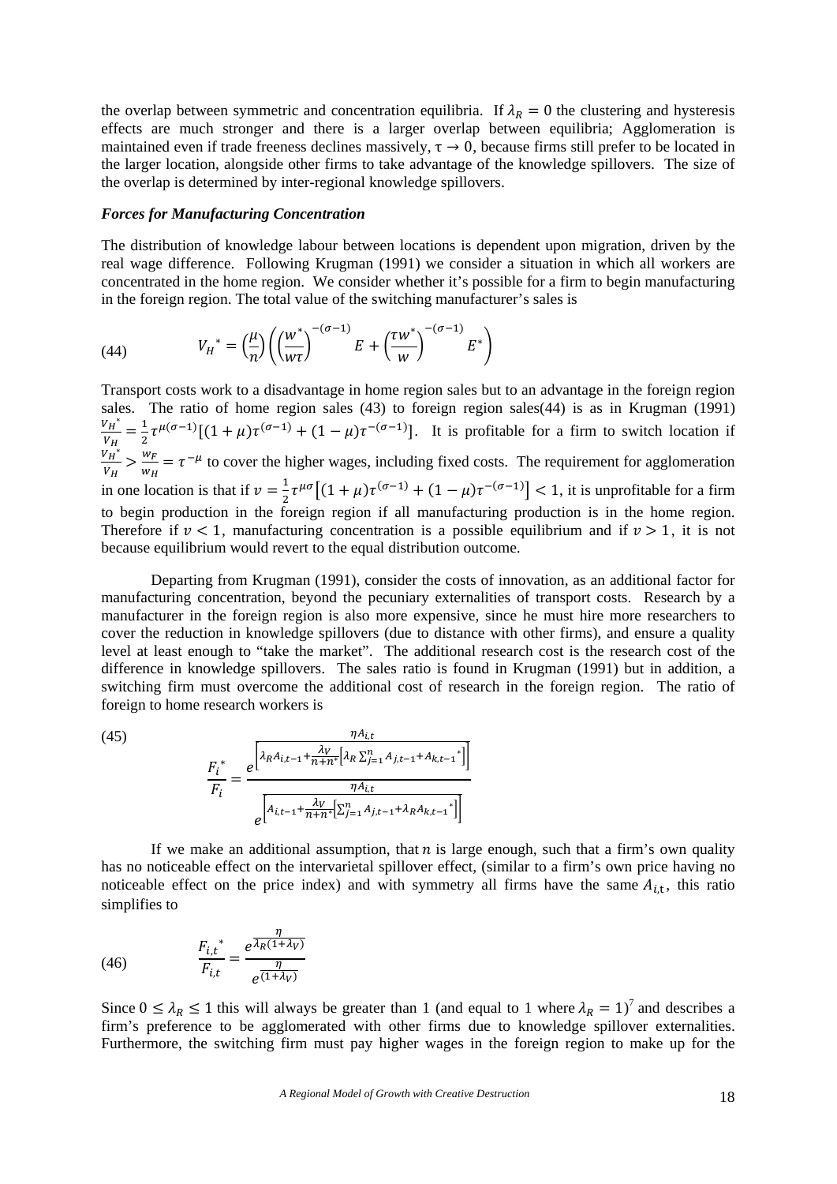the overlap between symmetric and concentration equilibria. If $\lambda_R = 0$ the clustering and hysteresis effects are much stronger and there is a larger overlap between equilibria; Agglomeration is maintained even if trade freeness declines massively, $\tau \to 0$, because firms still prefer to be located in the larger location, alongside other firms to take advantage of the knowledge spillovers. The size of the overlap is determined by inter-regional knowledge spillovers.

### *Forces for Manufacturing Concentration*

The distribution of knowledge labour between locations is dependent upon migration, driven by the real wage difference. Following Krugman (1991) we consider a situation in which all workers are concentrated in the home region. We consider whether it's possible for a firm to begin manufacturing in the foreign region. The total value of the switching manufacturer's sales is

$$V_H^* = \left(\frac{\mu}{n}\right)\left(\left(\frac{w^*}{w\tau}\right)^{-(\sigma-1)} E + \left(\frac{\tau w^*}{w}\right)^{-(\sigma-1)} E^*\right) \tag{44}$$

Transport costs work to a disadvantage in home region sales but to an advantage in the foreign region sales. The ratio of home region sales (43) to foreign region sales(44) is as in Krugman (1991) $\frac{V_H^*}{V_H} = \frac{1}{2}\tau^{\mu(\sigma-1)}[(1+\mu)\tau^{(\sigma-1)} + (1-\mu)\tau^{-(\sigma-1)}]$. It is profitable for a firm to switch location if $\frac{V_H^*}{V_H} > \frac{w_F}{w_H} = \tau^{-\mu}$ to cover the higher wages, including fixed costs. The requirement for agglomeration in one location is that if $v = \frac{1}{2}\tau^{\mu\sigma}\left[(1+\mu)\tau^{(\sigma-1)} + (1-\mu)\tau^{-(\sigma-1)}\right] < 1$, it is unprofitable for a firm to begin production in the foreign region if all manufacturing production is in the home region. Therefore if $v < 1$, manufacturing concentration is a possible equilibrium and if $v > 1$, it is not because equilibrium would revert to the equal distribution outcome.

Departing from Krugman (1991), consider the costs of innovation, as an additional factor for manufacturing concentration, beyond the pecuniary externalities of transport costs. Research by a manufacturer in the foreign region is also more expensive, since he must hire more researchers to cover the reduction in knowledge spillovers (due to distance with other firms), and ensure a quality level at least enough to "take the market". The additional research cost is the research cost of the difference in knowledge spillovers. The sales ratio is found in Krugman (1991) but in addition, a switching firm must overcome the additional cost of research in the foreign region. The ratio of foreign to home research workers is

$$\frac{F_i^*}{F_i} = \frac{e^{\frac{\eta A_{i,t}}{\left[\lambda_R A_{i,t-1} + \frac{\lambda_V}{n+n^*}\left[\lambda_R \sum_{j=1}^{n} A_{j,t-1} + A_{k,t-1}{}^*\right]\right]}}}{e^{\frac{\eta A_{i,t}}{\left[A_{i,t-1} + \frac{\lambda_V}{n+n^*}\left[\sum_{j=1}^{n} A_{j,t-1} + \lambda_R A_{k,t-1}{}^*\right]\right]}}} \tag{45}$$

If we make an additional assumption, that $n$ is large enough, such that a firm's own quality has no noticeable effect on the intervarietal spillover effect, (similar to a firm's own price having no noticeable effect on the price index) and with symmetry all firms have the same $A_{i,t}$, this ratio simplifies to

$$\frac{F_{i,t}{}^*}{F_{i,t}} = \frac{e^{\frac{\eta}{\lambda_R(1+\lambda_V)}}}{e^{\frac{\eta}{(1+\lambda_V)}}} \tag{46}$$

Since $0 \leq \lambda_R \leq 1$ this will always be greater than 1 (and equal to 1 where $\lambda_R = 1$)[7] and describes a firm's preference to be agglomerated with other firms due to knowledge spillover externalities. Furthermore, the switching firm must pay higher wages in the foreign region to make up for the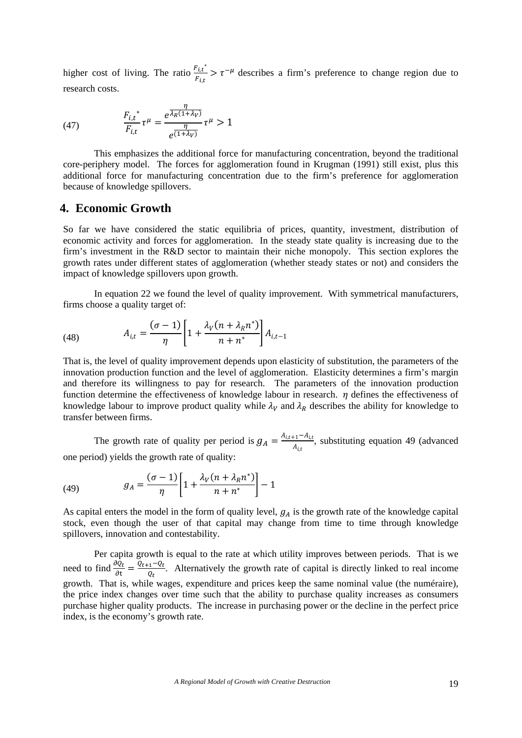higher cost of living. The ratio $\frac{F_{i,t}{}^{*}}{F_{i,t}} > \tau^{-\mu}$ describes a firm's preference to change region due to research costs.

$$\frac{F_{i,t}{}^{*}}{F_{i,t}}\tau^{\mu} = \frac{e^{\frac{\eta}{\lambda_R(1+\lambda_V)}}}{e^{\frac{\eta}{(1+\lambda_V)}}}\tau^{\mu} > 1 \tag{47}$$

This emphasizes the additional force for manufacturing concentration, beyond the traditional core-periphery model. The forces for agglomeration found in Krugman (1991) still exist, plus this additional force for manufacturing concentration due to the firm's preference for agglomeration because of knowledge spillovers.

## 4. Economic Growth

So far we have considered the static equilibria of prices, quantity, investment, distribution of economic activity and forces for agglomeration. In the steady state quality is increasing due to the firm's investment in the R&D sector to maintain their niche monopoly. This section explores the growth rates under different states of agglomeration (whether steady states or not) and considers the impact of knowledge spillovers upon growth.

In equation 22 we found the level of quality improvement. With symmetrical manufacturers, firms choose a quality target of:

$$A_{i,t} = \frac{(\sigma-1)}{\eta}\left[1 + \frac{\lambda_V(n+\lambda_R n^*)}{n+n^*}\right]A_{i,t-1} \tag{48}$$

That is, the level of quality improvement depends upon elasticity of substitution, the parameters of the innovation production function and the level of agglomeration. Elasticity determines a firm's margin and therefore its willingness to pay for research. The parameters of the innovation production function determine the effectiveness of knowledge labour in research. $\eta$ defines the effectiveness of knowledge labour to improve product quality while $\lambda_V$ and $\lambda_R$ describes the ability for knowledge to transfer between firms.

The growth rate of quality per period is $g_A = \frac{A_{i,t+1}-A_{i,t}}{A_{i,t}}$, substituting equation 49 (advanced one period) yields the growth rate of quality:

$$g_A = \frac{(\sigma-1)}{\eta}\left[1 + \frac{\lambda_V(n+\lambda_R n^*)}{n+n^*}\right] - 1 \tag{49}$$

As capital enters the model in the form of quality level, $g_A$ is the growth rate of the knowledge capital stock, even though the user of that capital may change from time to time through knowledge spillovers, innovation and contestability.

Per capita growth is equal to the rate at which utility improves between periods. That is we need to find $\frac{\partial Q_t}{\partial \mathrm{t}} = \frac{Q_{t+1}-Q_t}{Q_t}$. Alternatively the growth rate of capital is directly linked to real income growth. That is, while wages, expenditure and prices keep the same nominal value (the numéraire), the price index changes over time such that the ability to purchase quality increases as consumers purchase higher quality products. The increase in purchasing power or the decline in the perfect price index, is the economy's growth rate.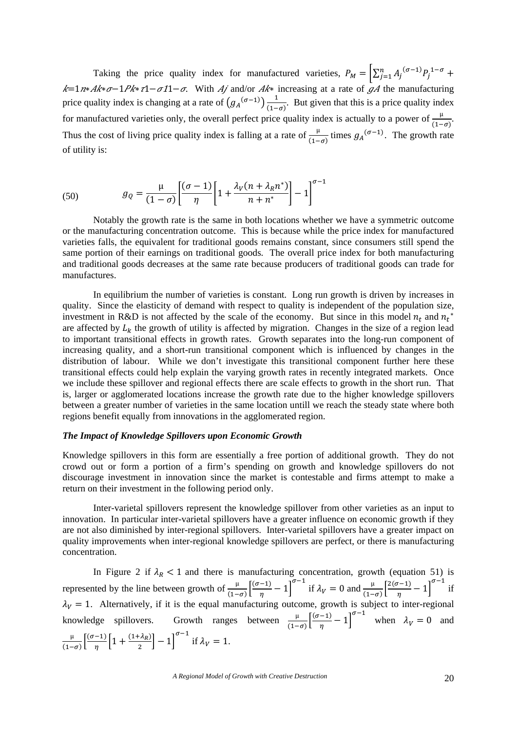Taking the price quality index for manufactured varieties, $P_M = \left[\sum_{j=1}^{n} A_j^{(\sigma-1)} P_j^{1-\sigma} + \sum_{k=1}^{n*} A_{k*}^{\sigma-1} P_{k*}^{\tau 1-\sigma}\right]^{\frac{1}{1-\sigma}}$. With $A_j$ and/or $A_{k*}$ increasing at a rate of $g_A$ the manufacturing price quality index is changing at a rate of $\left(g_A^{(\sigma-1)}\right)\frac{1}{(1-\sigma)}$. But given that this is a price quality index for manufactured varieties only, the overall perfect price quality index is actually to a power of $\frac{\mu}{(1-\sigma)}$. Thus the cost of living price quality index is falling at a rate of $\frac{\mu}{(1-\sigma)}$ times $g_A^{(\sigma-1)}$. The growth rate of utility is:

$$
g_Q = \frac{\mu}{(1-\sigma)}\left[\frac{(\sigma-1)}{\eta}\left[1+\frac{\lambda_V(n+\lambda_R n^*)}{n+n^*}\right]-1\right]^{\sigma-1} \tag{50}
$$

Notably the growth rate is the same in both locations whether we have a symmetric outcome or the manufacturing concentration outcome. This is because while the price index for manufactured varieties falls, the equivalent for traditional goods remains constant, since consumers still spend the same portion of their earnings on traditional goods. The overall price index for both manufacturing and traditional goods decreases at the same rate because producers of traditional goods can trade for manufactures.

In equilibrium the number of varieties is constant. Long run growth is driven by increases in quality. Since the elasticity of demand with respect to quality is independent of the population size, investment in R&D is not affected by the scale of the economy. But since in this model $n_t$ and $n_t^*$ are affected by $L_k$ the growth of utility is affected by migration. Changes in the size of a region lead to important transitional effects in growth rates. Growth separates into the long-run component of increasing quality, and a short-run transitional component which is influenced by changes in the distribution of labour. While we don't investigate this transitional component further here these transitional effects could help explain the varying growth rates in recently integrated markets. Once we include these spillover and regional effects there are scale effects to growth in the short run. That is, larger or agglomerated locations increase the growth rate due to the higher knowledge spillovers between a greater number of varieties in the same location untill we reach the steady state where both regions benefit equally from innovations in the agglomerated region.

### *The Impact of Knowledge Spillovers upon Economic Growth*

Knowledge spillovers in this form are essentially a free portion of additional growth. They do not crowd out or form a portion of a firm's spending on growth and knowledge spillovers do not discourage investment in innovation since the market is contestable and firms attempt to make a return on their investment in the following period only.

Inter-varietal spillovers represent the knowledge spillover from other varieties as an input to innovation. In particular inter-varietal spillovers have a greater influence on economic growth if they are not also diminished by inter-regional spillovers. Inter-varietal spillovers have a greater impact on quality improvements when inter-regional knowledge spillovers are perfect, or there is manufacturing concentration.

In Figure 2 if $\lambda_R < 1$ and there is manufacturing concentration, growth (equation 51) is represented by the line between growth of $\frac{\mu}{(1-\sigma)}\left[\frac{(\sigma-1)}{\eta}-1\right]^{\sigma-1}$ if $\lambda_V = 0$ and $\frac{\mu}{(1-\sigma)}\left[\frac{2(\sigma-1)}{\eta}-1\right]^{\sigma-1}$ if $\lambda_V = 1$. Alternatively, if it is the equal manufacturing outcome, growth is subject to inter-regional knowledge spillovers. Growth ranges between $\frac{\mu}{(1-\sigma)}\left[\frac{(\sigma-1)}{\eta}-1\right]^{\sigma-1}$ when $\lambda_V = 0$ and $\frac{\mu}{(1-\sigma)}\left[\frac{(\sigma-1)}{\eta}\left[1+\frac{(1+\lambda_R)}{2}\right]-1\right]^{\sigma-1}$ if $\lambda_V = 1$.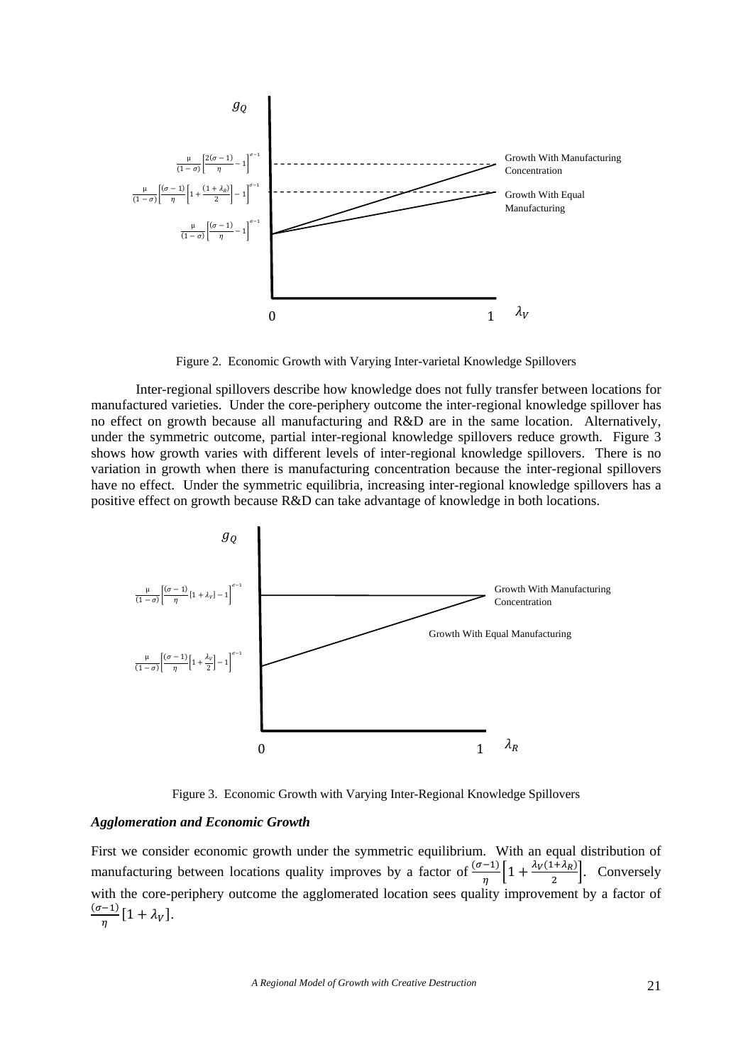Figure 2. Economic Growth with Varying Inter-varietal Knowledge Spillovers

Inter-regional spillovers describe how knowledge does not fully transfer between locations for manufactured varieties. Under the core-periphery outcome the inter-regional knowledge spillover has no effect on growth because all manufacturing and R&D are in the same location. Alternatively, under the symmetric outcome, partial inter-regional knowledge spillovers reduce growth. Figure 3 shows how growth varies with different levels of inter-regional knowledge spillovers. There is no variation in growth when there is manufacturing concentration because the inter-regional spillovers have no effect. Under the symmetric equilibria, increasing inter-regional knowledge spillovers has a positive effect on growth because R&D can take advantage of knowledge in both locations.

Figure 3. Economic Growth with Varying Inter-Regional Knowledge Spillovers

### *Agglomeration and Economic Growth*

First we consider economic growth under the symmetric equilibrium. With an equal distribution of manufacturing between locations quality improves by a factor of $\frac{(\sigma-1)}{\eta}\left[1+\frac{\lambda_V(1+\lambda_R)}{2}\right]$. Conversely with the core-periphery outcome the agglomerated location sees quality improvement by a factor of $\frac{(\sigma-1)}{\eta}[1+\lambda_V]$.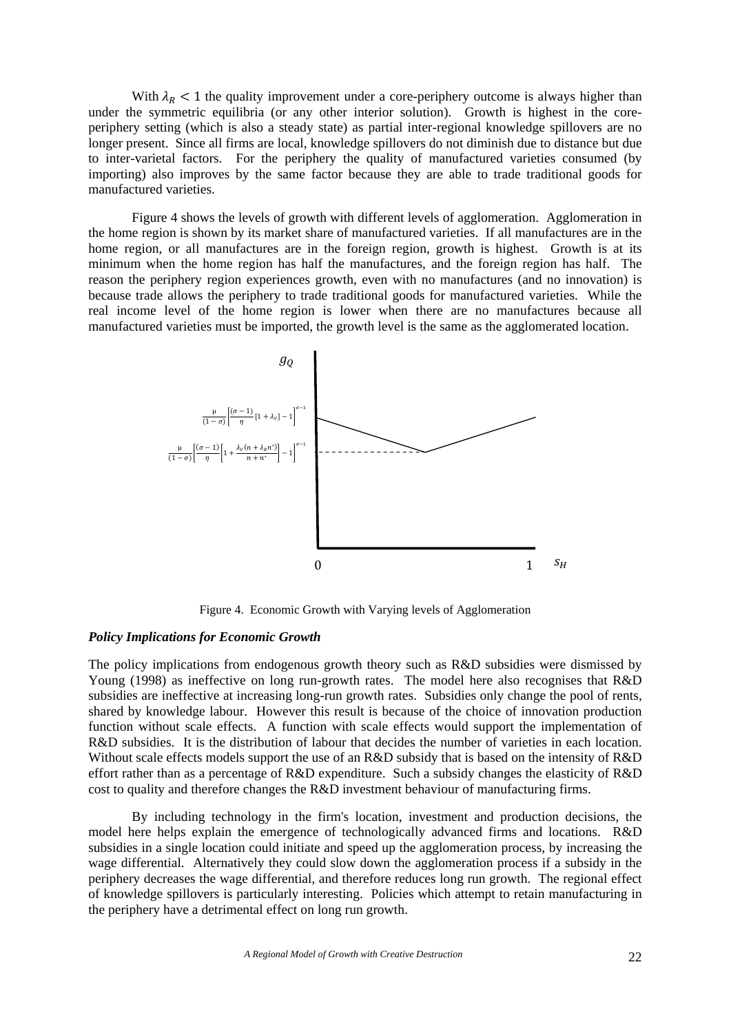With $\lambda_R < 1$ the quality improvement under a core-periphery outcome is always higher than under the symmetric equilibria (or any other interior solution). Growth is highest in the core-periphery setting (which is also a steady state) as partial inter-regional knowledge spillovers are no longer present. Since all firms are local, knowledge spillovers do not diminish due to distance but due to inter-varietal factors. For the periphery the quality of manufactured varieties consumed (by importing) also improves by the same factor because they are able to trade traditional goods for manufactured varieties.

Figure 4 shows the levels of growth with different levels of agglomeration. Agglomeration in the home region is shown by its market share of manufactured varieties. If all manufactures are in the home region, or all manufactures are in the foreign region, growth is highest. Growth is at its minimum when the home region has half the manufactures, and the foreign region has half. The reason the periphery region experiences growth, even with no manufactures (and no innovation) is because trade allows the periphery to trade traditional goods for manufactured varieties. While the real income level of the home region is lower when there are no manufactures because all manufactured varieties must be imported, the growth level is the same as the agglomerated location.

$g_Q$

$\frac{\mu}{(1-\sigma)}\left[\frac{(\sigma-1)}{\eta}[1+\lambda_V]-1\right]^{\sigma-1}$

$\frac{\mu}{(1-\sigma)}\left[\frac{(\sigma-1)}{\eta}\left[1+\frac{\lambda_V(n+\lambda_R n^*)}{n+n^*}\right]-1\right]^{\sigma-1}$

0 1 $s_H$

Figure 4. Economic Growth with Varying levels of Agglomeration

***Policy Implications for Economic Growth***

The policy implications from endogenous growth theory such as R&D subsidies were dismissed by Young (1998) as ineffective on long run-growth rates. The model here also recognises that R&D subsidies are ineffective at increasing long-run growth rates. Subsidies only change the pool of rents, shared by knowledge labour. However this result is because of the choice of innovation production function without scale effects. A function with scale effects would support the implementation of R&D subsidies. It is the distribution of labour that decides the number of varieties in each location. Without scale effects models support the use of an R&D subsidy that is based on the intensity of R&D effort rather than as a percentage of R&D expenditure. Such a subsidy changes the elasticity of R&D cost to quality and therefore changes the R&D investment behaviour of manufacturing firms.

By including technology in the firm's location, investment and production decisions, the model here helps explain the emergence of technologically advanced firms and locations. R&D subsidies in a single location could initiate and speed up the agglomeration process, by increasing the wage differential. Alternatively they could slow down the agglomeration process if a subsidy in the periphery decreases the wage differential, and therefore reduces long run growth. The regional effect of knowledge spillovers is particularly interesting. Policies which attempt to retain manufacturing in the periphery have a detrimental effect on long run growth.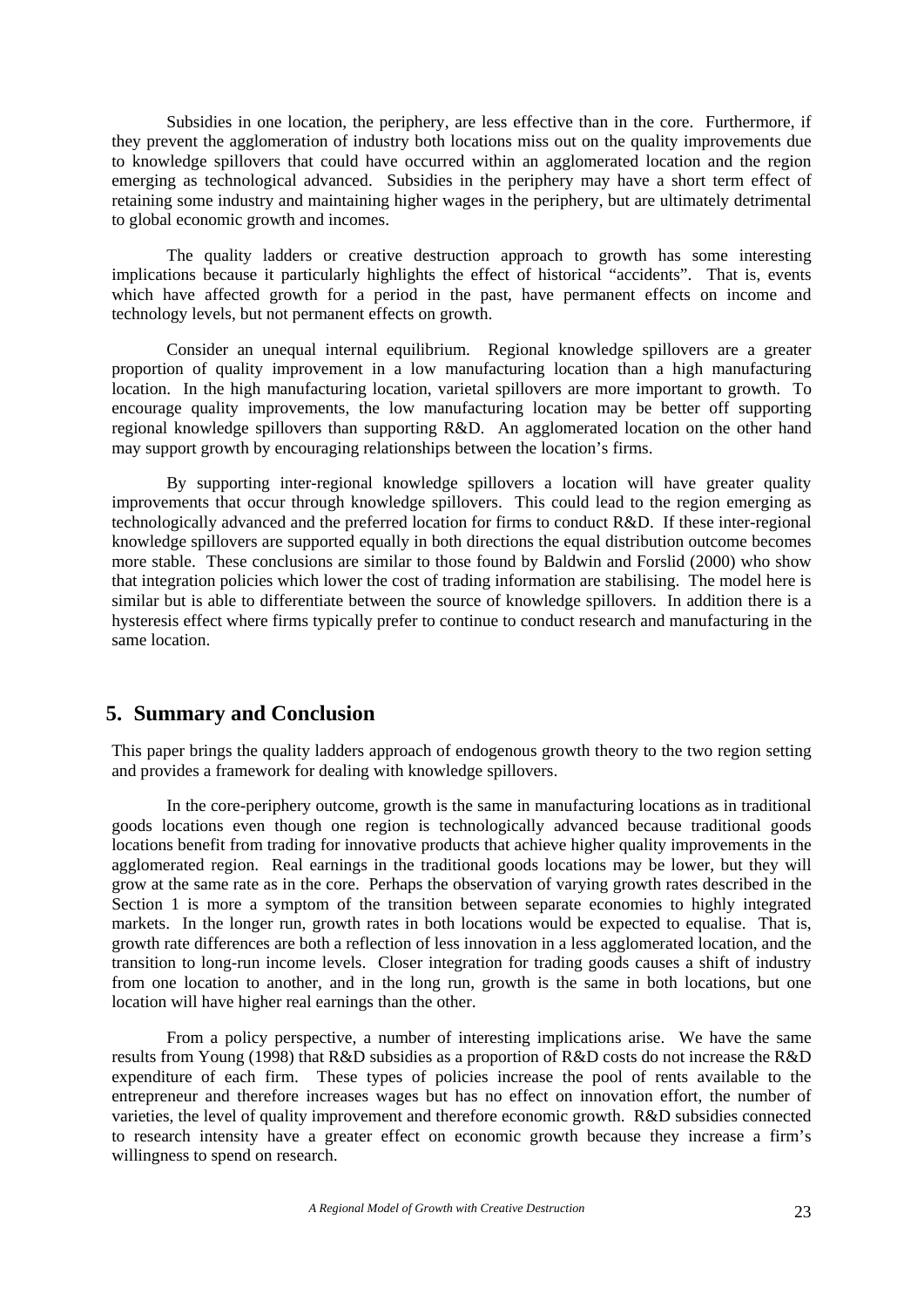Subsidies in one location, the periphery, are less effective than in the core. Furthermore, if they prevent the agglomeration of industry both locations miss out on the quality improvements due to knowledge spillovers that could have occurred within an agglomerated location and the region emerging as technological advanced. Subsidies in the periphery may have a short term effect of retaining some industry and maintaining higher wages in the periphery, but are ultimately detrimental to global economic growth and incomes.

The quality ladders or creative destruction approach to growth has some interesting implications because it particularly highlights the effect of historical "accidents". That is, events which have affected growth for a period in the past, have permanent effects on income and technology levels, but not permanent effects on growth.

Consider an unequal internal equilibrium. Regional knowledge spillovers are a greater proportion of quality improvement in a low manufacturing location than a high manufacturing location. In the high manufacturing location, varietal spillovers are more important to growth. To encourage quality improvements, the low manufacturing location may be better off supporting regional knowledge spillovers than supporting R&D. An agglomerated location on the other hand may support growth by encouraging relationships between the location's firms.

By supporting inter-regional knowledge spillovers a location will have greater quality improvements that occur through knowledge spillovers. This could lead to the region emerging as technologically advanced and the preferred location for firms to conduct R&D. If these inter-regional knowledge spillovers are supported equally in both directions the equal distribution outcome becomes more stable. These conclusions are similar to those found by Baldwin and Forslid (2000) who show that integration policies which lower the cost of trading information are stabilising. The model here is similar but is able to differentiate between the source of knowledge spillovers. In addition there is a hysteresis effect where firms typically prefer to continue to conduct research and manufacturing in the same location.

## 5. Summary and Conclusion

This paper brings the quality ladders approach of endogenous growth theory to the two region setting and provides a framework for dealing with knowledge spillovers.

In the core-periphery outcome, growth is the same in manufacturing locations as in traditional goods locations even though one region is technologically advanced because traditional goods locations benefit from trading for innovative products that achieve higher quality improvements in the agglomerated region. Real earnings in the traditional goods locations may be lower, but they will grow at the same rate as in the core. Perhaps the observation of varying growth rates described in the Section 1 is more a symptom of the transition between separate economies to highly integrated markets. In the longer run, growth rates in both locations would be expected to equalise. That is, growth rate differences are both a reflection of less innovation in a less agglomerated location, and the transition to long-run income levels. Closer integration for trading goods causes a shift of industry from one location to another, and in the long run, growth is the same in both locations, but one location will have higher real earnings than the other.

From a policy perspective, a number of interesting implications arise. We have the same results from Young (1998) that R&D subsidies as a proportion of R&D costs do not increase the R&D expenditure of each firm. These types of policies increase the pool of rents available to the entrepreneur and therefore increases wages but has no effect on innovation effort, the number of varieties, the level of quality improvement and therefore economic growth. R&D subsidies connected to research intensity have a greater effect on economic growth because they increase a firm's willingness to spend on research.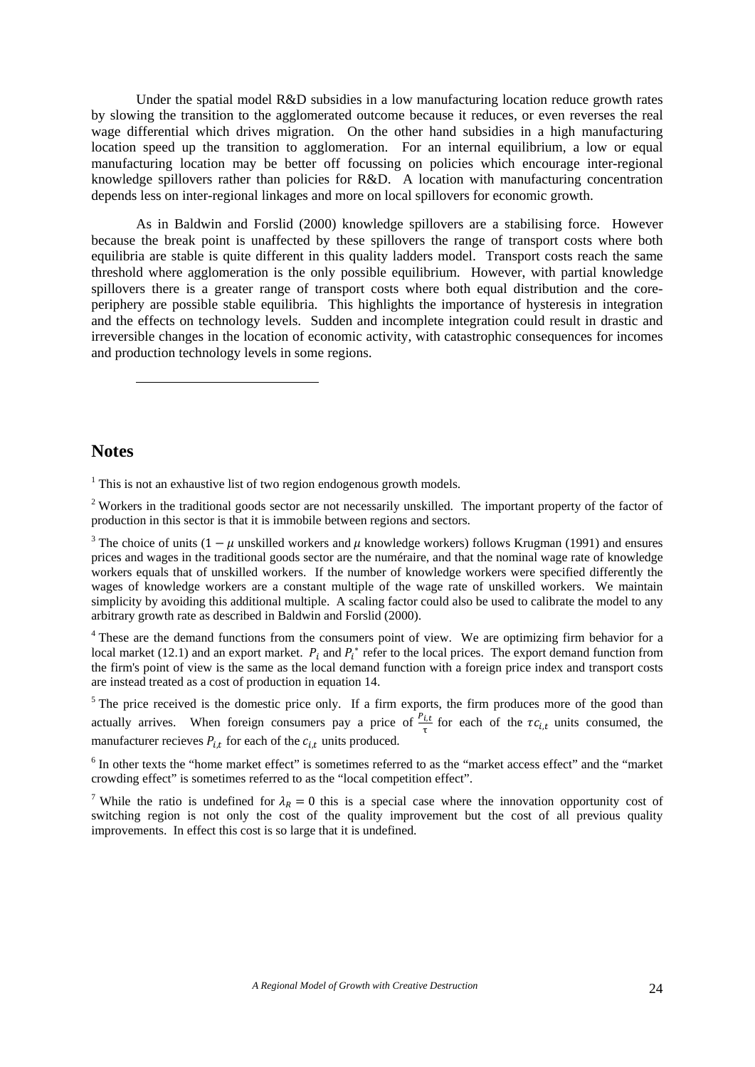Under the spatial model R&D subsidies in a low manufacturing location reduce growth rates by slowing the transition to the agglomerated outcome because it reduces, or even reverses the real wage differential which drives migration. On the other hand subsidies in a high manufacturing location speed up the transition to agglomeration. For an internal equilibrium, a low or equal manufacturing location may be better off focussing on policies which encourage inter-regional knowledge spillovers rather than policies for R&D. A location with manufacturing concentration depends less on inter-regional linkages and more on local spillovers for economic growth.

As in Baldwin and Forslid (2000) knowledge spillovers are a stabilising force. However because the break point is unaffected by these spillovers the range of transport costs where both equilibria are stable is quite different in this quality ladders model. Transport costs reach the same threshold where agglomeration is the only possible equilibrium. However, with partial knowledge spillovers there is a greater range of transport costs where both equal distribution and the core-periphery are possible stable equilibria. This highlights the importance of hysteresis in integration and the effects on technology levels. Sudden and incomplete integration could result in drastic and irreversible changes in the location of economic activity, with catastrophic consequences for incomes and production technology levels in some regions.

## Notes

[1] This is not an exhaustive list of two region endogenous growth models.

[2] Workers in the traditional goods sector are not necessarily unskilled. The important property of the factor of production in this sector is that it is immobile between regions and sectors.

[3] The choice of units ($1-\mu$ unskilled workers and $\mu$ knowledge workers) follows Krugman (1991) and ensures prices and wages in the traditional goods sector are the numéraire, and that the nominal wage rate of knowledge workers equals that of unskilled workers. If the number of knowledge workers were specified differently the wages of knowledge workers are a constant multiple of the wage rate of unskilled workers. We maintain simplicity by avoiding this additional multiple. A scaling factor could also be used to calibrate the model to any arbitrary growth rate as described in Baldwin and Forslid (2000).

[4] These are the demand functions from the consumers point of view. We are optimizing firm behavior for a local market (12.1) and an export market. $P_i$ and $P_i^*$ refer to the local prices. The export demand function from the firm's point of view is the same as the local demand function with a foreign price index and transport costs are instead treated as a cost of production in equation 14.

[5] The price received is the domestic price only. If a firm exports, the firm produces more of the good than actually arrives. When foreign consumers pay a price of $\frac{P_{i,t}}{\tau}$ for each of the $\tau c_{i,t}$ units consumed, the manufacturer recieves $P_{i,t}$ for each of the $c_{i,t}$ units produced.

[6] In other texts the "home market effect" is sometimes referred to as the "market access effect" and the "market crowding effect" is sometimes referred to as the "local competition effect".

[7] While the ratio is undefined for $\lambda_R = 0$ this is a special case where the innovation opportunity cost of switching region is not only the cost of the quality improvement but the cost of all previous quality improvements. In effect this cost is so large that it is undefined.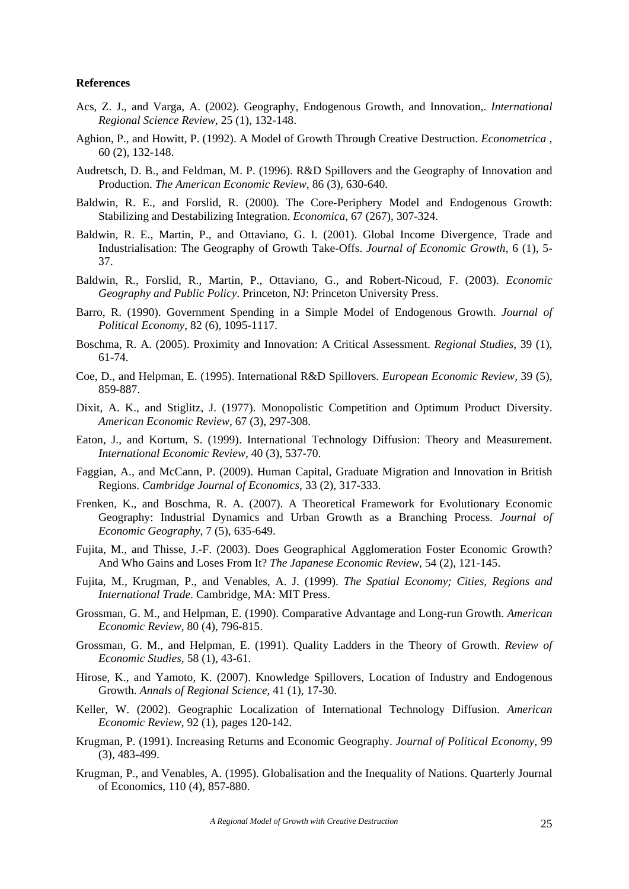**References**

Acs, Z. J., and Varga, A. (2002). Geography, Endogenous Growth, and Innovation,. *International Regional Science Review*, 25 (1), 132-148.

Aghion, P., and Howitt, P. (1992). A Model of Growth Through Creative Destruction. *Econometrica* , 60 (2), 132-148.

Audretsch, D. B., and Feldman, M. P. (1996). R&D Spillovers and the Geography of Innovation and Production. *The American Economic Review*, 86 (3), 630-640.

Baldwin, R. E., and Forslid, R. (2000). The Core-Periphery Model and Endogenous Growth: Stabilizing and Destabilizing Integration. *Economica*, 67 (267), 307-324.

Baldwin, R. E., Martin, P., and Ottaviano, G. I. (2001). Global Income Divergence, Trade and Industrialisation: The Geography of Growth Take-Offs. *Journal of Economic Growth*, 6 (1), 5-37.

Baldwin, R., Forslid, R., Martin, P., Ottaviano, G., and Robert-Nicoud, F. (2003). *Economic Geography and Public Policy*. Princeton, NJ: Princeton University Press.

Barro, R. (1990). Government Spending in a Simple Model of Endogenous Growth. *Journal of Political Economy*, 82 (6), 1095-1117.

Boschma, R. A. (2005). Proximity and Innovation: A Critical Assessment. *Regional Studies*, 39 (1), 61-74.

Coe, D., and Helpman, E. (1995). International R&D Spillovers. *European Economic Review*, 39 (5), 859-887.

Dixit, A. K., and Stiglitz, J. (1977). Monopolistic Competition and Optimum Product Diversity. *American Economic Review*, 67 (3), 297-308.

Eaton, J., and Kortum, S. (1999). International Technology Diffusion: Theory and Measurement. *International Economic Review*, 40 (3), 537-70.

Faggian, A., and McCann, P. (2009). Human Capital, Graduate Migration and Innovation in British Regions. *Cambridge Journal of Economics*, 33 (2), 317-333.

Frenken, K., and Boschma, R. A. (2007). A Theoretical Framework for Evolutionary Economic Geography: Industrial Dynamics and Urban Growth as a Branching Process. *Journal of Economic Geography*, 7 (5), 635-649.

Fujita, M., and Thisse, J.-F. (2003). Does Geographical Agglomeration Foster Economic Growth? And Who Gains and Loses From It? *The Japanese Economic Review*, 54 (2), 121-145.

Fujita, M., Krugman, P., and Venables, A. J. (1999). *The Spatial Economy; Cities, Regions and International Trade*. Cambridge, MA: MIT Press.

Grossman, G. M., and Helpman, E. (1990). Comparative Advantage and Long-run Growth. *American Economic Review*, 80 (4), 796-815.

Grossman, G. M., and Helpman, E. (1991). Quality Ladders in the Theory of Growth. *Review of Economic Studies*, 58 (1), 43-61.

Hirose, K., and Yamoto, K. (2007). Knowledge Spillovers, Location of Industry and Endogenous Growth. *Annals of Regional Science*, 41 (1), 17-30.

Keller, W. (2002). Geographic Localization of International Technology Diffusion. *American Economic Review*, 92 (1), pages 120-142.

Krugman, P. (1991). Increasing Returns and Economic Geography. *Journal of Political Economy*, 99 (3), 483-499.

Krugman, P., and Venables, A. (1995). Globalisation and the Inequality of Nations. Quarterly Journal of Economics, 110 (4), 857-880.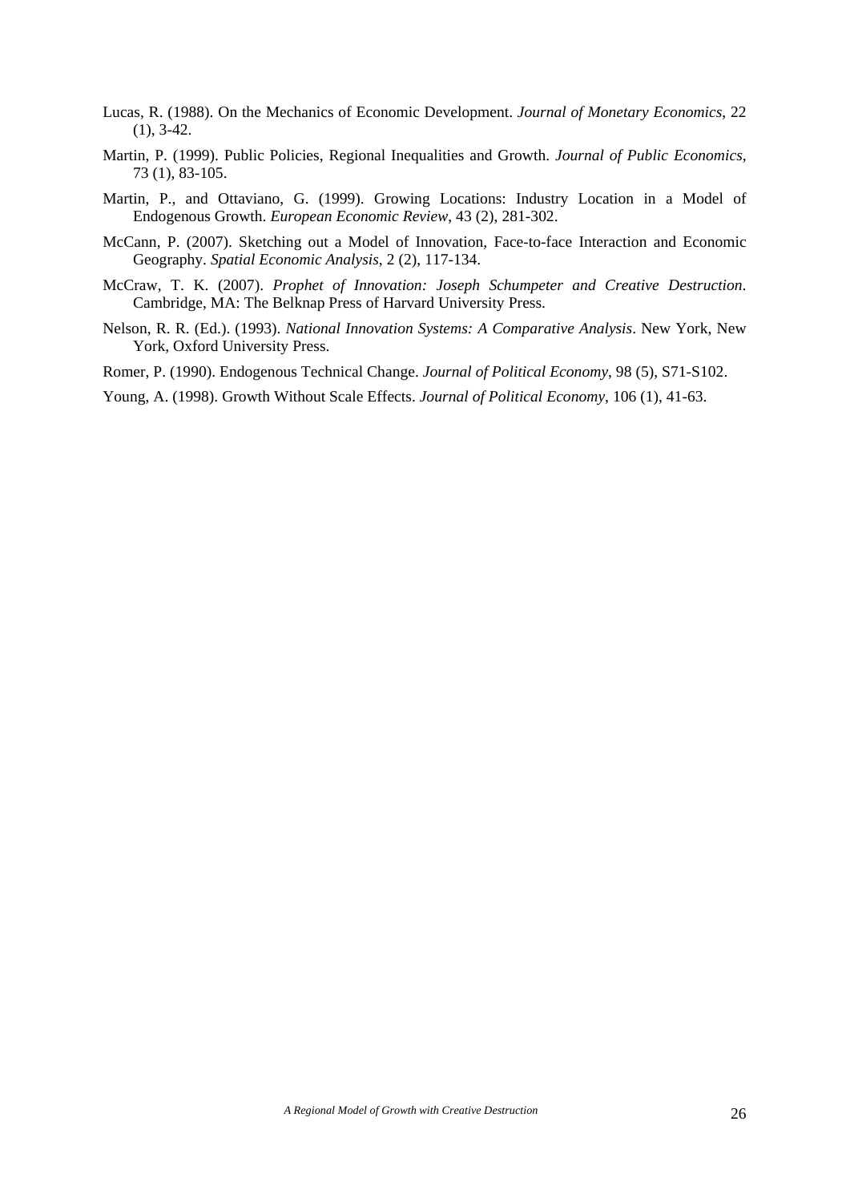Lucas, R. (1988). On the Mechanics of Economic Development. *Journal of Monetary Economics*, 22 (1), 3-42.

Martin, P. (1999). Public Policies, Regional Inequalities and Growth. *Journal of Public Economics*, 73 (1), 83-105.

Martin, P., and Ottaviano, G. (1999). Growing Locations: Industry Location in a Model of Endogenous Growth. *European Economic Review*, 43 (2), 281-302.

McCann, P. (2007). Sketching out a Model of Innovation, Face-to-face Interaction and Economic Geography. *Spatial Economic Analysis*, 2 (2), 117-134.

McCraw, T. K. (2007). *Prophet of Innovation: Joseph Schumpeter and Creative Destruction*. Cambridge, MA: The Belknap Press of Harvard University Press.

Nelson, R. R. (Ed.). (1993). *National Innovation Systems: A Comparative Analysis*. New York, New York, Oxford University Press.

Romer, P. (1990). Endogenous Technical Change. *Journal of Political Economy*, 98 (5), S71-S102.

Young, A. (1998). Growth Without Scale Effects. *Journal of Political Economy*, 106 (1), 41-63.